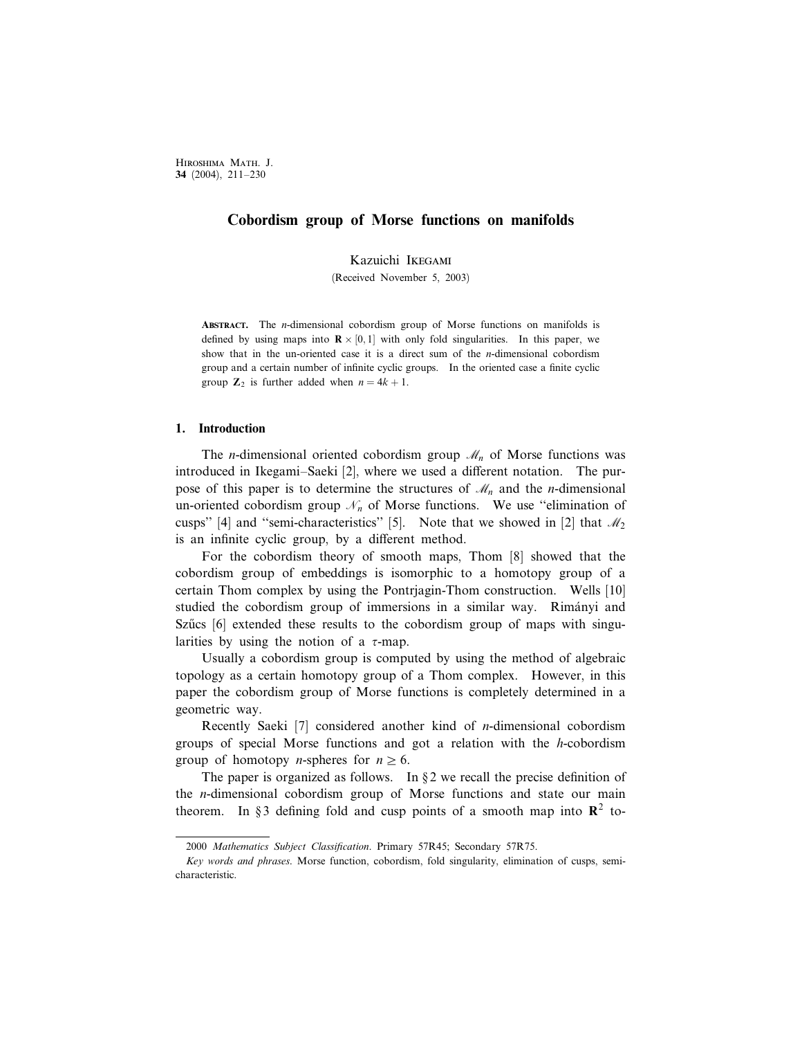# Cobordism group of Morse functions on manifolds

Kazuichi Ikegami

(Received November 5, 2003)

**Abstract.** The $n$-dimensional cobordism group of Morse functions on manifolds is defined by using maps into $\mathbf{R} \times [0, 1]$ with only fold singularities. In this paper, we show that in the un-oriented case it is a direct sum of the $n$-dimensional cobordism group and a certain number of infinite cyclic groups. In the oriented case a finite cyclic group $\mathbf{Z}_2$ is further added when $n = 4k + 1$.

## 1. Introduction

The $n$-dimensional oriented cobordism group $\mathscr{M}_n$ of Morse functions was introduced in Ikegami–Saeki [2], where we used a different notation. The purpose of this paper is to determine the structures of $\mathscr{M}_n$ and the $n$-dimensional un-oriented cobordism group $\mathscr{N}_n$ of Morse functions. We use "elimination of cusps" [4] and "semi-characteristics" [5]. Note that we showed in [2] that $\mathscr{M}_2$ is an infinite cyclic group, by a different method.

For the cobordism theory of smooth maps, Thom [8] showed that the cobordism group of embeddings is isomorphic to a homotopy group of a certain Thom complex by using the Pontrjagin-Thom construction. Wells [10] studied the cobordism group of immersions in a similar way. Rimányi and Szűcs [6] extended these results to the cobordism group of maps with singularities by using the notion of a $\tau$-map.

Usually a cobordism group is computed by using the method of algebraic topology as a certain homotopy group of a Thom complex. However, in this paper the cobordism group of Morse functions is completely determined in a geometric way.

Recently Saeki [7] considered another kind of $n$-dimensional cobordism groups of special Morse functions and got a relation with the $h$-cobordism group of homotopy $n$-spheres for $n \geq 6$.

The paper is organized as follows. In §2 we recall the precise definition of the $n$-dimensional cobordism group of Morse functions and state our main theorem. In §3 defining fold and cusp points of a smooth map into $\mathbf{R}^2$ to-

---

2000 *Mathematics Subject Classification*. Primary 57R45; Secondary 57R75.

*Key words and phrases*. Morse function, cobordism, fold singularity, elimination of cusps, semi-characteristic.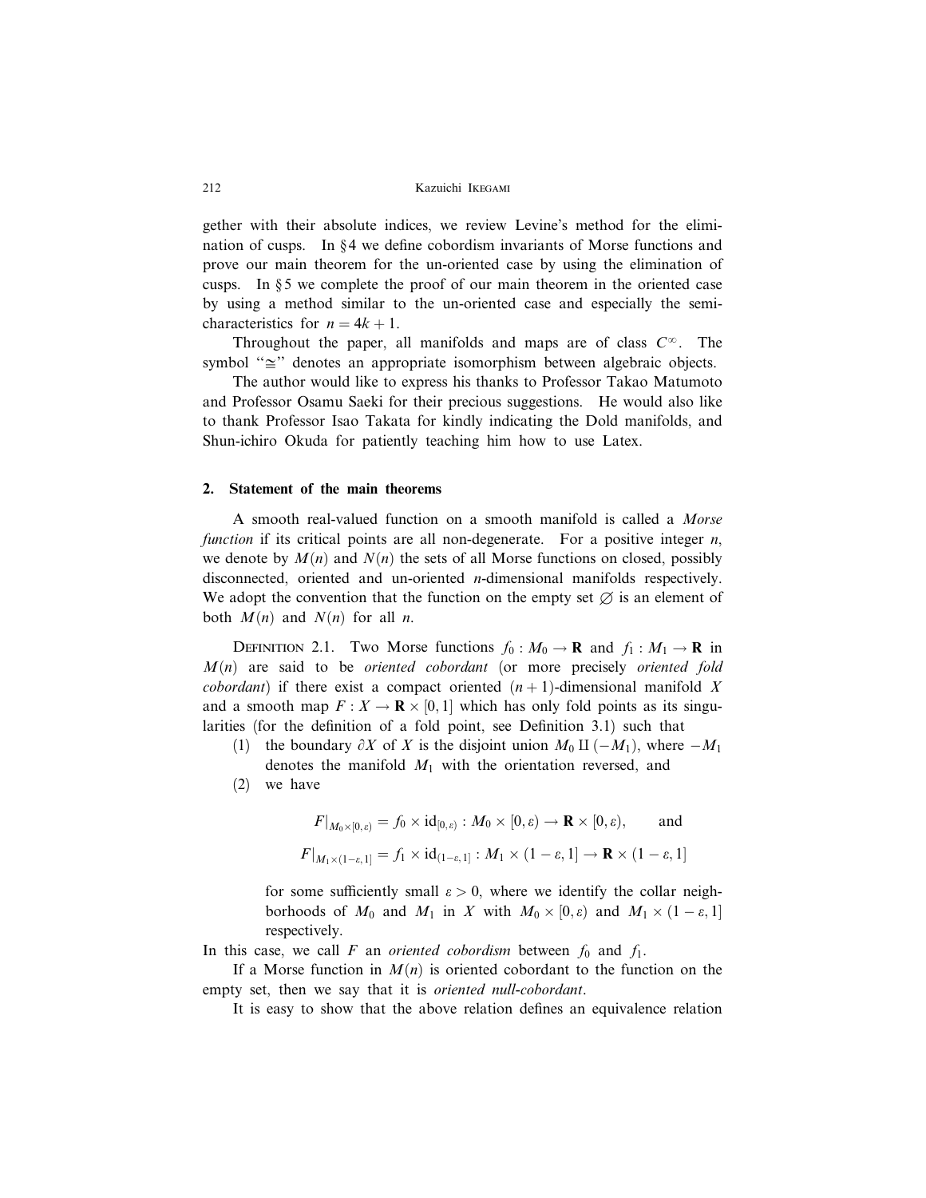gether with their absolute indices, we review Levine's method for the elimination of cusps. In §4 we define cobordism invariants of Morse functions and prove our main theorem for the un-oriented case by using the elimination of cusps. In §5 we complete the proof of our main theorem in the oriented case by using a method similar to the un-oriented case and especially the semi-characteristics for $n = 4k + 1$.

Throughout the paper, all manifolds and maps are of class $C^\infty$. The symbol "$\cong$" denotes an appropriate isomorphism between algebraic objects.

The author would like to express his thanks to Professor Takao Matumoto and Professor Osamu Saeki for their precious suggestions. He would also like to thank Professor Isao Takata for kindly indicating the Dold manifolds, and Shun-ichiro Okuda for patiently teaching him how to use Latex.

## 2. Statement of the main theorems

A smooth real-valued function on a smooth manifold is called a *Morse function* if its critical points are all non-degenerate. For a positive integer $n$, we denote by $M(n)$ and $N(n)$ the sets of all Morse functions on closed, possibly disconnected, oriented and un-oriented $n$-dimensional manifolds respectively. We adopt the convention that the function on the empty set $\varnothing$ is an element of both $M(n)$ and $N(n)$ for all $n$.

Definition 2.1. Two Morse functions $f_0 : M_0 \to \mathbf{R}$ and $f_1 : M_1 \to \mathbf{R}$ in $M(n)$ are said to be *oriented cobordant* (or more precisely *oriented fold cobordant*) if there exist a compact oriented $(n+1)$-dimensional manifold $X$ and a smooth map $F : X \to \mathbf{R} \times [0,1]$ which has only fold points as its singularities (for the definition of a fold point, see Definition 3.1) such that

(1) the boundary $\partial X$ of $X$ is the disjoint union $M_0 \amalg (-M_1)$, where $-M_1$ denotes the manifold $M_1$ with the orientation reversed, and

(2) we have

$$F|_{M_0 \times [0,\varepsilon)} = f_0 \times \mathrm{id}_{[0,\varepsilon)} : M_0 \times [0,\varepsilon) \to \mathbf{R} \times [0,\varepsilon), \qquad \text{and}$$

$$F|_{M_1 \times (1-\varepsilon,1]} = f_1 \times \mathrm{id}_{(1-\varepsilon,1]} : M_1 \times (1-\varepsilon,1] \to \mathbf{R} \times (1-\varepsilon,1]$$

for some sufficiently small $\varepsilon > 0$, where we identify the collar neighborhoods of $M_0$ and $M_1$ in $X$ with $M_0 \times [0,\varepsilon)$ and $M_1 \times (1-\varepsilon,1]$ respectively.

In this case, we call $F$ an *oriented cobordism* between $f_0$ and $f_1$.

If a Morse function in $M(n)$ is oriented cobordant to the function on the empty set, then we say that it is *oriented null-cobordant*.

It is easy to show that the above relation defines an equivalence relation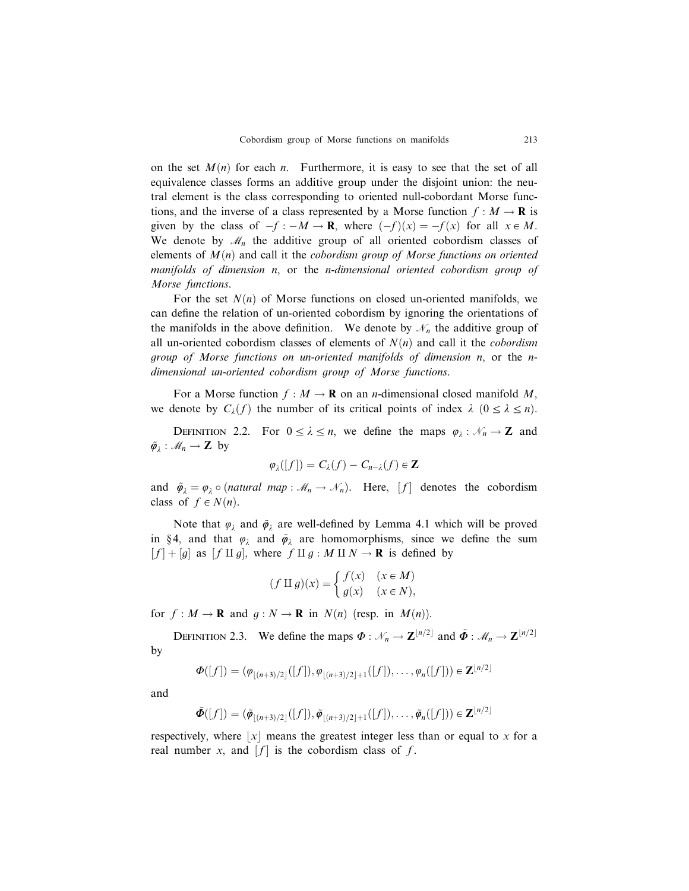on the set $M(n)$ for each $n$. Furthermore, it is easy to see that the set of all equivalence classes forms an additive group under the disjoint union: the neutral element is the class corresponding to oriented null-cobordant Morse functions, and the inverse of a class represented by a Morse function $f : M \to \mathbf{R}$ is given by the class of $-f : -M \to \mathbf{R}$, where $(-f)(x) = -f(x)$ for all $x \in M$. We denote by $\mathcal{M}_n$ the additive group of all oriented cobordism classes of elements of $M(n)$ and call it the *cobordism group of Morse functions on oriented manifolds of dimension* $n$, or the $n$*-dimensional oriented cobordism group of Morse functions*.

For the set $N(n)$ of Morse functions on closed un-oriented manifolds, we can define the relation of un-oriented cobordism by ignoring the orientations of the manifolds in the above definition. We denote by $\mathcal{N}_n$ the additive group of all un-oriented cobordism classes of elements of $N(n)$ and call it the *cobordism group of Morse functions on un-oriented manifolds of dimension* $n$, or the $n$*-dimensional un-oriented cobordism group of Morse functions*.

For a Morse function $f : M \to \mathbf{R}$ on an $n$-dimensional closed manifold $M$, we denote by $C_\lambda(f)$ the number of its critical points of index $\lambda$ $(0 \le \lambda \le n)$.

Definition 2.2. For $0 \le \lambda \le n$, we define the maps $\varphi_\lambda : \mathcal{N}_n \to \mathbf{Z}$ and $\tilde{\varphi}_\lambda : \mathcal{M}_n \to \mathbf{Z}$ by

$$\varphi_\lambda([f]) = C_\lambda(f) - C_{n-\lambda}(f) \in \mathbf{Z}$$

and $\tilde{\varphi}_\lambda = \varphi_\lambda \circ (\textit{natural map} : \mathcal{M}_n \to \mathcal{N}_n)$. Here, $[f]$ denotes the cobordism class of $f \in N(n)$.

Note that $\varphi_\lambda$ and $\tilde{\varphi}_\lambda$ are well-defined by Lemma 4.1 which will be proved in §4, and that $\varphi_\lambda$ and $\tilde{\varphi}_\lambda$ are homomorphisms, since we define the sum $[f] + [g]$ as $[f \amalg g]$, where $f \amalg g : M \amalg N \to \mathbf{R}$ is defined by

$$(f \amalg g)(x) = \begin{cases} f(x) & (x \in M) \\ g(x) & (x \in N), \end{cases}$$

for $f : M \to \mathbf{R}$ and $g : N \to \mathbf{R}$ in $N(n)$ (resp. in $M(n)$).

Definition 2.3. We define the maps $\Phi : \mathcal{N}_n \to \mathbf{Z}^{\lfloor n/2 \rfloor}$ and $\tilde{\Phi} : \mathcal{M}_n \to \mathbf{Z}^{\lfloor n/2 \rfloor}$ by

$$\Phi([f]) = (\varphi_{\lfloor (n+3)/2 \rfloor}([f]), \varphi_{\lfloor (n+3)/2 \rfloor + 1}([f]), \ldots, \varphi_n([f])) \in \mathbf{Z}^{\lfloor n/2 \rfloor}$$

and

$$\tilde{\Phi}([f]) = (\tilde{\varphi}_{\lfloor (n+3)/2 \rfloor}([f]), \tilde{\varphi}_{\lfloor (n+3)/2 \rfloor + 1}([f]), \ldots, \tilde{\varphi}_n([f])) \in \mathbf{Z}^{\lfloor n/2 \rfloor}$$

respectively, where $\lfloor x \rfloor$ means the greatest integer less than or equal to $x$ for a real number $x$, and $[f]$ is the cobordism class of $f$.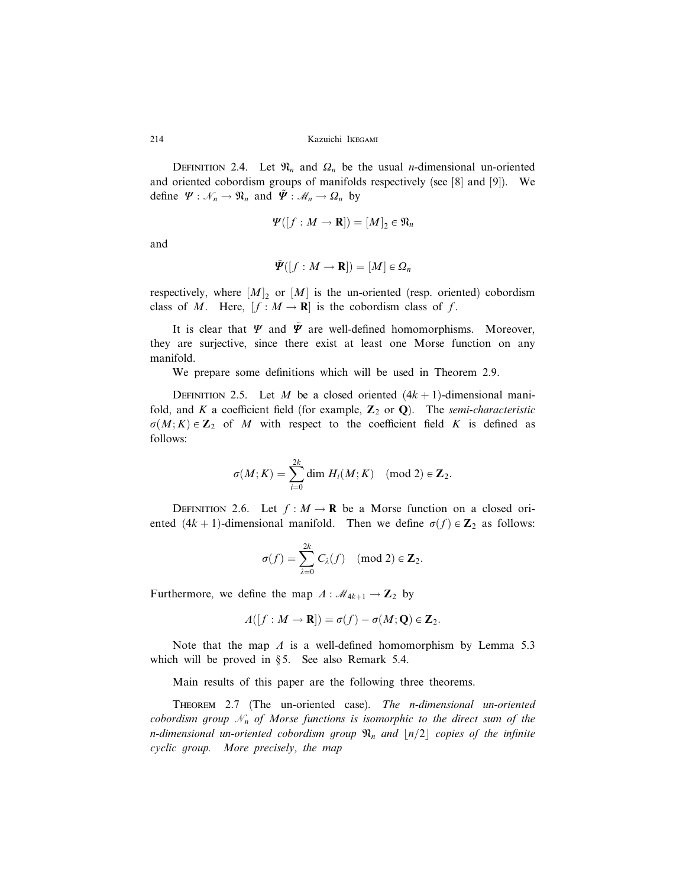Definition 2.4. Let $\mathfrak{N}_n$ and $\Omega_n$ be the usual $n$-dimensional un-oriented and oriented cobordism groups of manifolds respectively (see [8] and [9]). We define $\Psi : \mathcal{N}_n \to \mathfrak{N}_n$ and $\tilde{\Psi} : \mathcal{M}_n \to \Omega_n$ by

$$\Psi([f : M \to \mathbf{R}]) = [M]_2 \in \mathfrak{N}_n$$

and

$$\tilde{\Psi}([f : M \to \mathbf{R}]) = [M] \in \Omega_n$$

respectively, where $[M]_2$ or $[M]$ is the un-oriented (resp. oriented) cobordism class of $M$. Here, $[f : M \to \mathbf{R}]$ is the cobordism class of $f$.

It is clear that $\Psi$ and $\tilde{\Psi}$ are well-defined homomorphisms. Moreover, they are surjective, since there exist at least one Morse function on any manifold.

We prepare some definitions which will be used in Theorem 2.9.

Definition 2.5. Let $M$ be a closed oriented $(4k+1)$-dimensional manifold, and $K$ a coefficient field (for example, $\mathbf{Z}_2$ or $\mathbf{Q}$). The *semi-characteristic* $\sigma(M; K) \in \mathbf{Z}_2$ of $M$ with respect to the coefficient field $K$ is defined as follows:

$$\sigma(M; K) = \sum_{i=0}^{2k} \dim H_i(M; K) \pmod 2 \in \mathbf{Z}_2.$$

Definition 2.6. Let $f : M \to \mathbf{R}$ be a Morse function on a closed oriented $(4k+1)$-dimensional manifold. Then we define $\sigma(f) \in \mathbf{Z}_2$ as follows:

$$\sigma(f) = \sum_{\lambda=0}^{2k} C_\lambda(f) \pmod 2 \in \mathbf{Z}_2.$$

Furthermore, we define the map $\Lambda : \mathcal{M}_{4k+1} \to \mathbf{Z}_2$ by

$$\Lambda([f : M \to \mathbf{R}]) = \sigma(f) - \sigma(M; \mathbf{Q}) \in \mathbf{Z}_2.$$

Note that the map $\Lambda$ is a well-defined homomorphism by Lemma 5.3 which will be proved in §5. See also Remark 5.4.

Main results of this paper are the following three theorems.

Theorem 2.7 (The un-oriented case). *The $n$-dimensional un-oriented cobordism group $\mathcal{N}_n$ of Morse functions is isomorphic to the direct sum of the $n$-dimensional un-oriented cobordism group $\mathfrak{N}_n$ and $\lfloor n/2 \rfloor$ copies of the infinite cyclic group. More precisely, the map*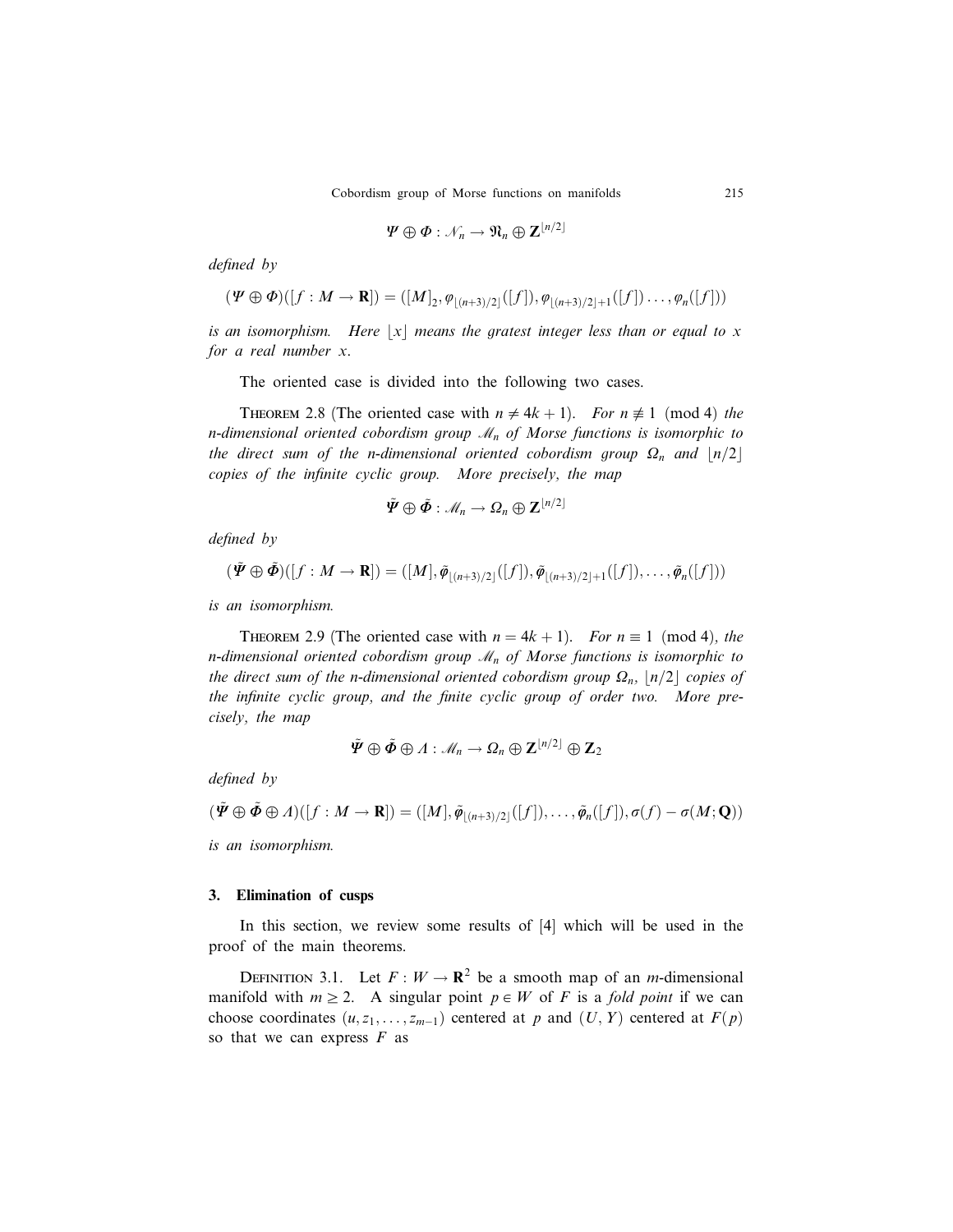$$\Psi \oplus \Phi : \mathcal{N}_n \to \mathfrak{N}_n \oplus \mathbf{Z}^{\lfloor n/2 \rfloor}$$

*defined by*

$$(\Psi \oplus \Phi)([f : M \to \mathbf{R}]) = ([M]_2, \varphi_{\lfloor (n+3)/2 \rfloor}([f]), \varphi_{\lfloor (n+3)/2 \rfloor + 1}([f]) \dots, \varphi_n([f]))$$

*is an isomorphism. Here* $\lfloor x \rfloor$ *means the gratest integer less than or equal to* $x$ *for a real number* $x$.

The oriented case is divided into the following two cases.

THEOREM 2.8 (The oriented case with $n \neq 4k+1$). *For* $n \not\equiv 1 \pmod 4$ *the* $n$*-dimensional oriented cobordism group* $\mathcal{M}_n$ *of Morse functions is isomorphic to the direct sum of the* $n$*-dimensional oriented cobordism group* $\Omega_n$ *and* $\lfloor n/2 \rfloor$ *copies of the infinite cyclic group. More precisely, the map*

$$\tilde{\Psi} \oplus \tilde{\Phi} : \mathcal{M}_n \to \Omega_n \oplus \mathbf{Z}^{\lfloor n/2 \rfloor}$$

*defined by*

$$(\tilde{\Psi} \oplus \tilde{\Phi})([f : M \to \mathbf{R}]) = ([M], \tilde{\varphi}_{\lfloor (n+3)/2 \rfloor}([f]), \tilde{\varphi}_{\lfloor (n+3)/2 \rfloor + 1}([f]), \dots, \tilde{\varphi}_n([f]))$$

*is an isomorphism.*

THEOREM 2.9 (The oriented case with $n = 4k+1$). *For* $n \equiv 1 \pmod 4$, *the* $n$*-dimensional oriented cobordism group* $\mathcal{M}_n$ *of Morse functions is isomorphic to the direct sum of the* $n$*-dimensional oriented cobordism group* $\Omega_n$, $\lfloor n/2 \rfloor$ *copies of the infinite cyclic group, and the finite cyclic group of order two. More precisely, the map*

$$\tilde{\Psi} \oplus \tilde{\Phi} \oplus \Lambda : \mathcal{M}_n \to \Omega_n \oplus \mathbf{Z}^{\lfloor n/2 \rfloor} \oplus \mathbf{Z}_2$$

*defined by*

$$(\tilde{\Psi} \oplus \tilde{\Phi} \oplus \Lambda)([f : M \to \mathbf{R}]) = ([M], \tilde{\varphi}_{\lfloor (n+3)/2 \rfloor}([f]), \dots, \tilde{\varphi}_n([f]), \sigma(f) - \sigma(M; \mathbf{Q}))$$

*is an isomorphism.*

## 3. Elimination of cusps

In this section, we review some results of [4] which will be used in the proof of the main theorems.

DEFINITION 3.1. Let $F : W \to \mathbf{R}^2$ be a smooth map of an $m$-dimensional manifold with $m \geq 2$. A singular point $p \in W$ of $F$ is a *fold point* if we can choose coordinates $(u, z_1, \dots, z_{m-1})$ centered at $p$ and $(U, Y)$ centered at $F(p)$ so that we can express $F$ as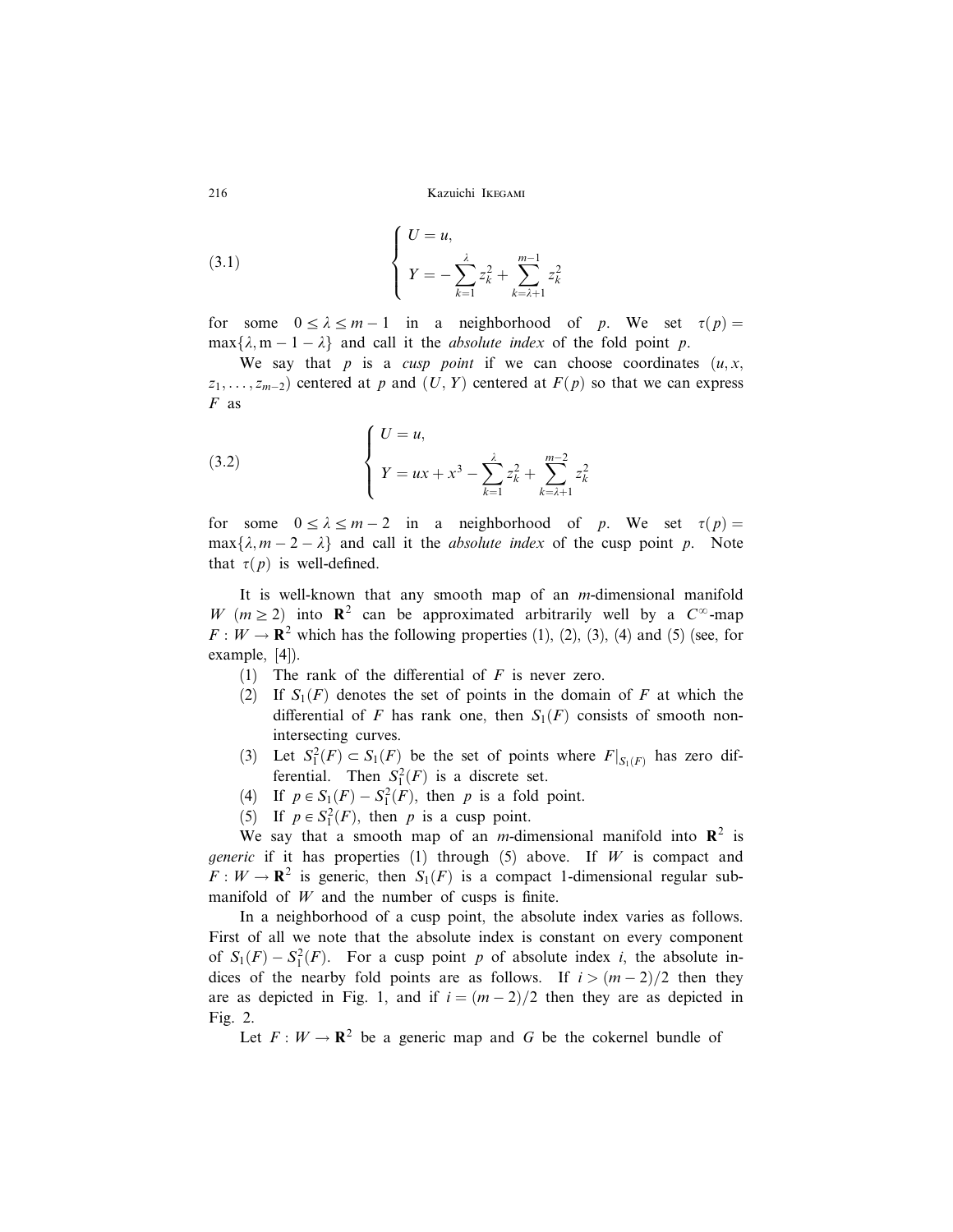$$
\begin{cases} U = u, \\ Y = -\sum_{k=1}^{\lambda} z_k^2 + \sum_{k=\lambda+1}^{m-1} z_k^2 \end{cases} \tag{3.1}
$$

for some $0 \le \lambda \le m-1$ in a neighborhood of $p$. We set $\tau(p) = \max\{\lambda, m-1-\lambda\}$ and call it the *absolute index* of the fold point $p$.

We say that $p$ is a *cusp point* if we can choose coordinates $(u, x, z_1, \ldots, z_{m-2})$ centered at $p$ and $(U, Y)$ centered at $F(p)$ so that we can express $F$ as

$$
\begin{cases} U = u, \\ Y = ux + x^3 - \sum_{k=1}^{\lambda} z_k^2 + \sum_{k=\lambda+1}^{m-2} z_k^2 \end{cases} \tag{3.2}
$$

for some $0 \le \lambda \le m-2$ in a neighborhood of $p$. We set $\tau(p) = \max\{\lambda, m-2-\lambda\}$ and call it the *absolute index* of the cusp point $p$. Note that $\tau(p)$ is well-defined.

It is well-known that any smooth map of an $m$-dimensional manifold $W$ $(m \ge 2)$ into $\mathbf{R}^2$ can be approximated arbitrarily well by a $C^\infty$-map $F : W \to \mathbf{R}^2$ which has the following properties (1), (2), (3), (4) and (5) (see, for example, [4]).

(1) The rank of the differential of $F$ is never zero.
(2) If $S_1(F)$ denotes the set of points in the domain of $F$ at which the differential of $F$ has rank one, then $S_1(F)$ consists of smooth non-intersecting curves.
(3) Let $S_1^2(F) \subset S_1(F)$ be the set of points where $F|_{S_1(F)}$ has zero differential. Then $S_1^2(F)$ is a discrete set.
(4) If $p \in S_1(F) - S_1^2(F)$, then $p$ is a fold point.
(5) If $p \in S_1^2(F)$, then $p$ is a cusp point.

We say that a smooth map of an $m$-dimensional manifold into $\mathbf{R}^2$ is *generic* if it has properties (1) through (5) above. If $W$ is compact and $F : W \to \mathbf{R}^2$ is generic, then $S_1(F)$ is a compact 1-dimensional regular submanifold of $W$ and the number of cusps is finite.

In a neighborhood of a cusp point, the absolute index varies as follows. First of all we note that the absolute index is constant on every component of $S_1(F) - S_1^2(F)$. For a cusp point $p$ of absolute index $i$, the absolute indices of the nearby fold points are as follows. If $i > (m-2)/2$ then they are as depicted in Fig. 1, and if $i = (m-2)/2$ then they are as depicted in Fig. 2.

Let $F : W \to \mathbf{R}^2$ be a generic map and $G$ be the cokernel bundle of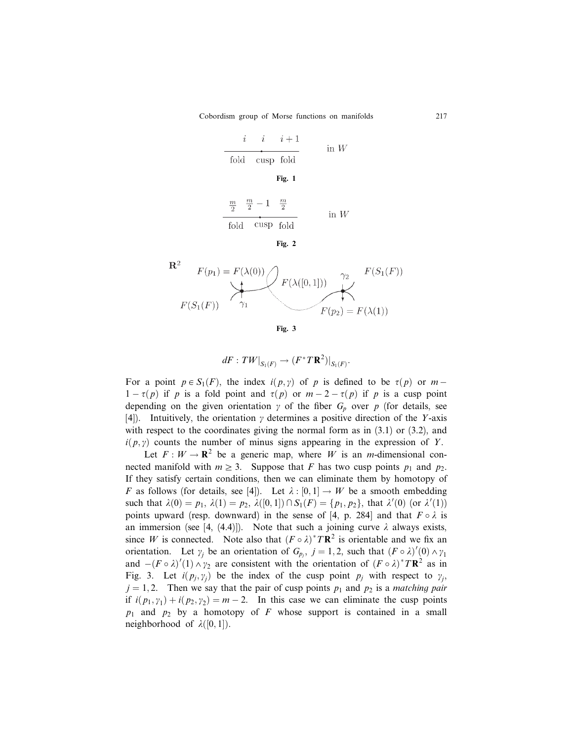$$\begin{array}{ccc} i & i & i+1 \\ \hline \text{fold} & \text{cusp} & \text{fold} \end{array} \qquad \text{in } W$$

**Fig. 1**

$$\begin{array}{ccc} \frac{m}{2} & \frac{m}{2}-1 & \frac{m}{2} \\ \hline \text{fold} & \text{cusp} & \text{fold} \end{array} \qquad \text{in } W$$

**Fig. 2**

$\mathbf{R}^2$ $\quad F(p_1) = F(\lambda(0))$ $\quad F(\lambda([0,1]))$ $\quad \gamma_2$ $\quad F(S_1(F))$

$F(S_1(F))$ $\quad \gamma_1$ $\quad F(p_2) = F(\lambda(1))$

**Fig. 3**

$$dF : TW|_{S_1(F)} \to (F^*T\mathbf{R}^2)|_{S_1(F)}.$$

For a point $p \in S_1(F)$, the index $i(p, \gamma)$ of $p$ is defined to be $\tau(p)$ or $m - 1 - \tau(p)$ if $p$ is a fold point and $\tau(p)$ or $m - 2 - \tau(p)$ if $p$ is a cusp point depending on the given orientation $\gamma$ of the fiber $G_p$ over $p$ (for details, see [4]). Intuitively, the orientation $\gamma$ determines a positive direction of the $Y$-axis with respect to the coordinates giving the normal form as in (3.1) or (3.2), and $i(p, \gamma)$ counts the number of minus signs appearing in the expression of $Y$.

Let $F : W \to \mathbf{R}^2$ be a generic map, where $W$ is an $m$-dimensional connected manifold with $m \geq 3$. Suppose that $F$ has two cusp points $p_1$ and $p_2$. If they satisfy certain conditions, then we can eliminate them by homotopy of $F$ as follows (for details, see [4]). Let $\lambda : [0, 1] \to W$ be a smooth embedding such that $\lambda(0) = p_1$, $\lambda(1) = p_2$, $\lambda([0, 1]) \cap S_1(F) = \{p_1, p_2\}$, that $\lambda'(0)$ (or $\lambda'(1)$) points upward (resp. downward) in the sense of [4, p. 284] and that $F \circ \lambda$ is an immersion (see [4, (4.4)]). Note that such a joining curve $\lambda$ always exists, since $W$ is connected. Note also that $(F \circ \lambda)^*T\mathbf{R}^2$ is orientable and we fix an orientation. Let $\gamma_j$ be an orientation of $G_{p_j}$, $j = 1, 2$, such that $(F \circ \lambda)'(0) \wedge \gamma_1$ and $-(F \circ \lambda)'(1) \wedge \gamma_2$ are consistent with the orientation of $(F \circ \lambda)^*T\mathbf{R}^2$ as in Fig. 3. Let $i(p_j, \gamma_j)$ be the index of the cusp point $p_j$ with respect to $\gamma_j$, $j = 1, 2$. Then we say that the pair of cusp points $p_1$ and $p_2$ is a *matching pair* if $i(p_1, \gamma_1) + i(p_2, \gamma_2) = m - 2$. In this case we can eliminate the cusp points $p_1$ and $p_2$ by a homotopy of $F$ whose support is contained in a small neighborhood of $\lambda([0, 1])$.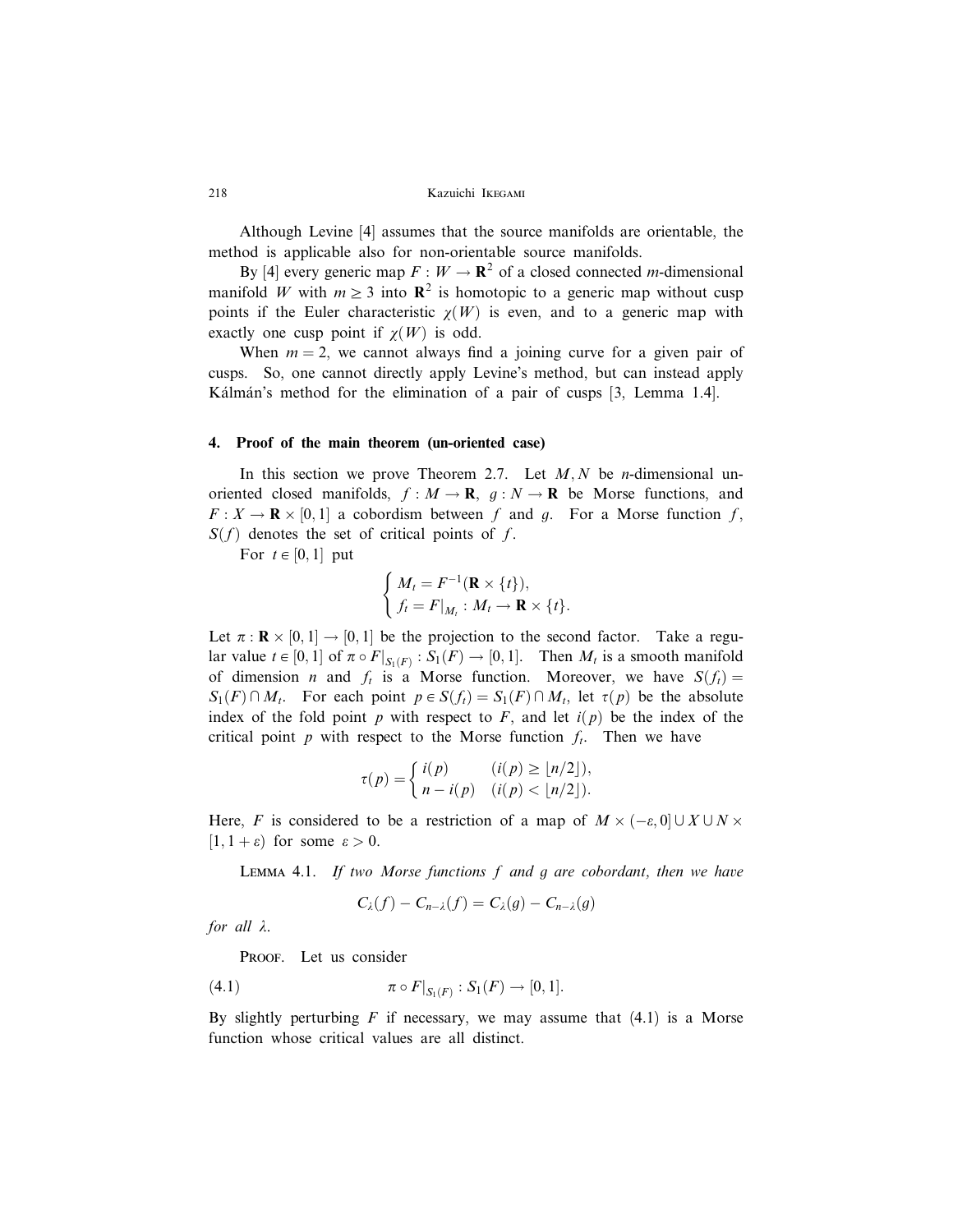Although Levine [4] assumes that the source manifolds are orientable, the method is applicable also for non-orientable source manifolds.

By [4] every generic map $F : W \to \mathbf{R}^2$ of a closed connected $m$-dimensional manifold $W$ with $m \geq 3$ into $\mathbf{R}^2$ is homotopic to a generic map without cusp points if the Euler characteristic $\chi(W)$ is even, and to a generic map with exactly one cusp point if $\chi(W)$ is odd.

When $m = 2$, we cannot always find a joining curve for a given pair of cusps. So, one cannot directly apply Levine's method, but can instead apply Kálmán's method for the elimination of a pair of cusps [3, Lemma 1.4].

## 4. Proof of the main theorem (un-oriented case)

In this section we prove Theorem 2.7. Let $M, N$ be $n$-dimensional un-oriented closed manifolds, $f : M \to \mathbf{R}$, $g : N \to \mathbf{R}$ be Morse functions, and $F : X \to \mathbf{R} \times [0, 1]$ a cobordism between $f$ and $g$. For a Morse function $f$, $S(f)$ denotes the set of critical points of $f$.

For $t \in [0, 1]$ put

$$\begin{cases} M_t = F^{-1}(\mathbf{R} \times \{t\}), \\ f_t = F|_{M_t} : M_t \to \mathbf{R} \times \{t\}. \end{cases}$$

Let $\pi : \mathbf{R} \times [0, 1] \to [0, 1]$ be the projection to the second factor. Take a regular value $t \in [0, 1]$ of $\pi \circ F|_{S_1(F)} : S_1(F) \to [0, 1]$. Then $M_t$ is a smooth manifold of dimension $n$ and $f_t$ is a Morse function. Moreover, we have $S(f_t) = S_1(F) \cap M_t$. For each point $p \in S(f_t) = S_1(F) \cap M_t$, let $\tau(p)$ be the absolute index of the fold point $p$ with respect to $F$, and let $i(p)$ be the index of the critical point $p$ with respect to the Morse function $f_t$. Then we have

$$\tau(p) = \begin{cases} i(p) & (i(p) \geq \lfloor n/2 \rfloor), \\ n - i(p) & (i(p) < \lfloor n/2 \rfloor). \end{cases}$$

Here, $F$ is considered to be a restriction of a map of $M \times (-\varepsilon, 0] \cup X \cup N \times [1, 1 + \varepsilon)$ for some $\varepsilon > 0$.

LEMMA 4.1. *If two Morse functions $f$ and $g$ are cobordant, then we have*

$$C_\lambda(f) - C_{n-\lambda}(f) = C_\lambda(g) - C_{n-\lambda}(g)$$

*for all $\lambda$.*

PROOF. Let us consider

$$\pi \circ F|_{S_1(F)} : S_1(F) \to [0, 1]. \tag{4.1}$$

By slightly perturbing $F$ if necessary, we may assume that (4.1) is a Morse function whose critical values are all distinct.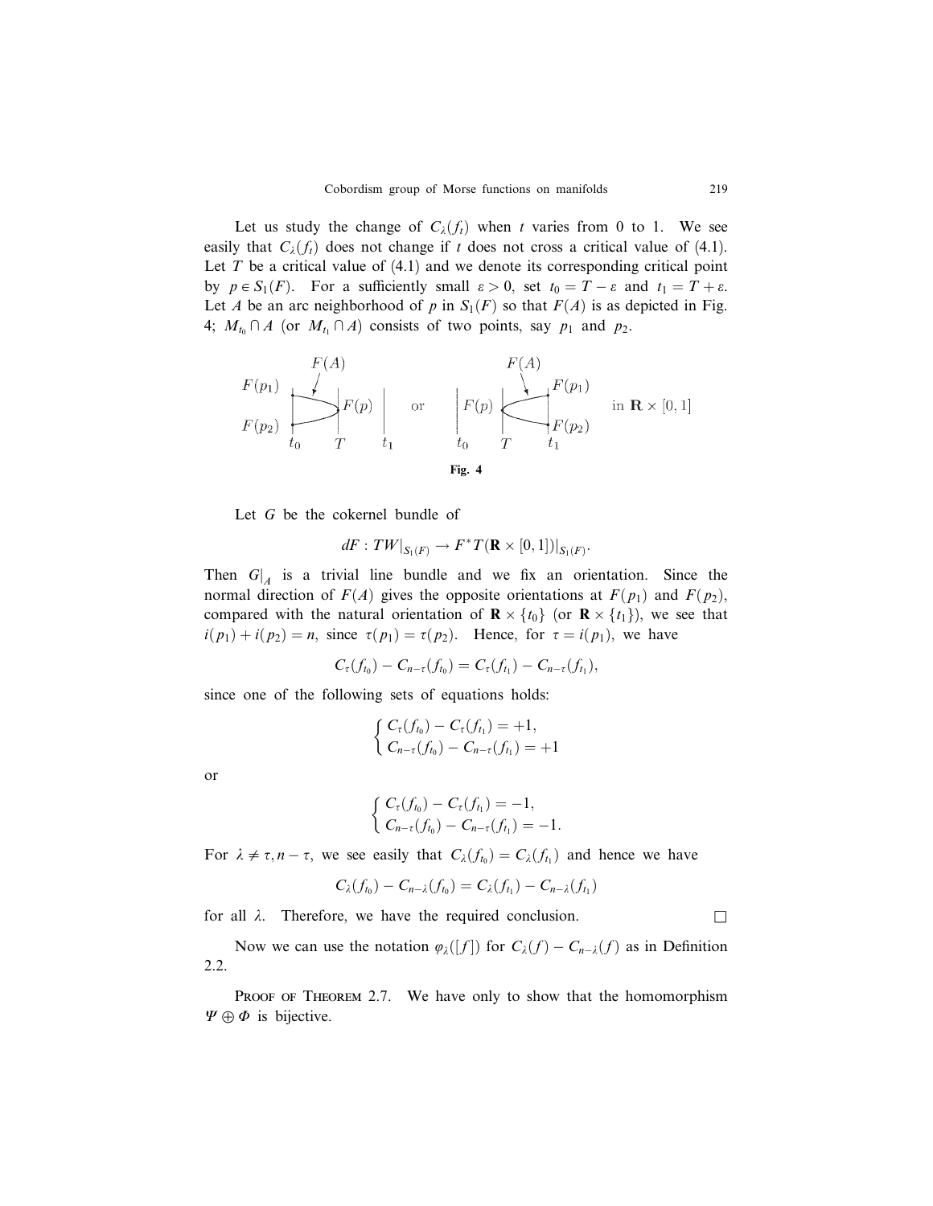Let us study the change of $C_\lambda(f_t)$ when $t$ varies from 0 to 1. We see easily that $C_\lambda(f_t)$ does not change if $t$ does not cross a critical value of (4.1). Let $T$ be a critical value of (4.1) and we denote its corresponding critical point by $p \in S_1(F)$. For a sufficiently small $\varepsilon > 0$, set $t_0 = T - \varepsilon$ and $t_1 = T + \varepsilon$. Let $A$ be an arc neighborhood of $p$ in $S_1(F)$ so that $F(A)$ is as depicted in Fig. 4; $M_{t_0} \cap A$ (or $M_{t_1} \cap A$) consists of two points, say $p_1$ and $p_2$.

**Fig. 4**

Let $G$ be the cokernel bundle of

$$dF : TW|_{S_1(F)} \to F^*T(\mathbf{R} \times [0,1])|_{S_1(F)}.$$

Then $G|_A$ is a trivial line bundle and we fix an orientation. Since the normal direction of $F(A)$ gives the opposite orientations at $F(p_1)$ and $F(p_2)$, compared with the natural orientation of $\mathbf{R} \times \{t_0\}$ (or $\mathbf{R} \times \{t_1\}$), we see that $i(p_1) + i(p_2) = n$, since $\tau(p_1) = \tau(p_2)$. Hence, for $\tau = i(p_1)$, we have

$$C_\tau(f_{t_0}) - C_{n-\tau}(f_{t_0}) = C_\tau(f_{t_1}) - C_{n-\tau}(f_{t_1}),$$

since one of the following sets of equations holds:

$$\begin{cases} C_\tau(f_{t_0}) - C_\tau(f_{t_1}) = +1, \\ C_{n-\tau}(f_{t_0}) - C_{n-\tau}(f_{t_1}) = +1 \end{cases}$$

or

$$\begin{cases} C_\tau(f_{t_0}) - C_\tau(f_{t_1}) = -1, \\ C_{n-\tau}(f_{t_0}) - C_{n-\tau}(f_{t_1}) = -1. \end{cases}$$

For $\lambda \neq \tau, n - \tau$, we see easily that $C_\lambda(f_{t_0}) = C_\lambda(f_{t_1})$ and hence we have

$$C_\lambda(f_{t_0}) - C_{n-\lambda}(f_{t_0}) = C_\lambda(f_{t_1}) - C_{n-\lambda}(f_{t_1})$$

for all $\lambda$. Therefore, we have the required conclusion. □

Now we can use the notation $\varphi_\lambda([f])$ for $C_\lambda(f) - C_{n-\lambda}(f)$ as in Definition 2.2.

Proof of Theorem 2.7. We have only to show that the homomorphism $\Psi \oplus \Phi$ is bijective.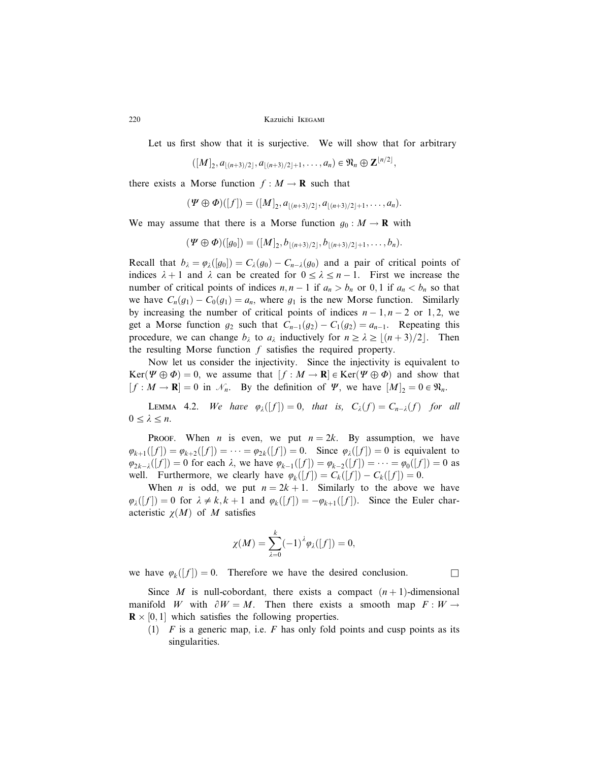Let us first show that it is surjective. We will show that for arbitrary

$$([M]_2, a_{\lfloor (n+3)/2 \rfloor}, a_{\lfloor (n+3)/2 \rfloor + 1}, \dots, a_n) \in \mathfrak{N}_n \oplus \mathbf{Z}^{\lfloor n/2 \rfloor},$$

there exists a Morse function $f : M \to \mathbf{R}$ such that

$$(\Psi \oplus \Phi)([f]) = ([M]_2, a_{\lfloor (n+3)/2 \rfloor}, a_{\lfloor (n+3)/2 \rfloor + 1}, \dots, a_n).$$

We may assume that there is a Morse function $g_0 : M \to \mathbf{R}$ with

$$(\Psi \oplus \Phi)([g_0]) = ([M]_2, b_{\lfloor (n+3)/2 \rfloor}, b_{\lfloor (n+3)/2 \rfloor + 1}, \dots, b_n).$$

Recall that $b_\lambda = \varphi_\lambda([g_0]) = C_\lambda(g_0) - C_{n-\lambda}(g_0)$ and a pair of critical points of indices $\lambda + 1$ and $\lambda$ can be created for $0 \le \lambda \le n-1$. First we increase the number of critical points of indices $n, n-1$ if $a_n > b_n$ or $0, 1$ if $a_n < b_n$ so that we have $C_n(g_1) - C_0(g_1) = a_n$, where $g_1$ is the new Morse function. Similarly by increasing the number of critical points of indices $n-1, n-2$ or $1, 2$, we get a Morse function $g_2$ such that $C_{n-1}(g_2) - C_1(g_2) = a_{n-1}$. Repeating this procedure, we can change $b_\lambda$ to $a_\lambda$ inductively for $n \ge \lambda \ge \lfloor (n+3)/2 \rfloor$. Then the resulting Morse function $f$ satisfies the required property.

Now let us consider the injectivity. Since the injectivity is equivalent to $\operatorname{Ker}(\Psi \oplus \Phi) = 0$, we assume that $[f : M \to \mathbf{R}] \in \operatorname{Ker}(\Psi \oplus \Phi)$ and show that $[f : M \to \mathbf{R}] = 0$ in $\mathcal{N}_n$. By the definition of $\Psi$, we have $[M]_2 = 0 \in \mathfrak{N}_n$.

Lemma 4.2. *We have* $\varphi_\lambda([f]) = 0$, *that is,* $C_\lambda(f) = C_{n-\lambda}(f)$ *for all* $0 \le \lambda \le n$.

Proof. When $n$ is even, we put $n = 2k$. By assumption, we have $\varphi_{k+1}([f]) = \varphi_{k+2}([f]) = \cdots = \varphi_{2k}([f]) = 0$. Since $\varphi_\lambda([f]) = 0$ is equivalent to $\varphi_{2k-\lambda}([f]) = 0$ for each $\lambda$, we have $\varphi_{k-1}([f]) = \varphi_{k-2}([f]) = \cdots = \varphi_0([f]) = 0$ as well. Furthermore, we clearly have $\varphi_k([f]) = C_k([f]) - C_k([f]) = 0$.

When $n$ is odd, we put $n = 2k+1$. Similarly to the above we have $\varphi_\lambda([f]) = 0$ for $\lambda \ne k, k+1$ and $\varphi_k([f]) = -\varphi_{k+1}([f])$. Since the Euler characteristic $\chi(M)$ of $M$ satisfies

$$\chi(M) = \sum_{\lambda=0}^{k} (-1)^\lambda \varphi_\lambda([f]) = 0,$$

we have $\varphi_k([f]) = 0$. Therefore we have the desired conclusion. $\square$

Since $M$ is null-cobordant, there exists a compact $(n+1)$-dimensional manifold $W$ with $\partial W = M$. Then there exists a smooth map $F : W \to \mathbf{R} \times [0,1]$ which satisfies the following properties.

(1) $F$ is a generic map, i.e. $F$ has only fold points and cusp points as its singularities.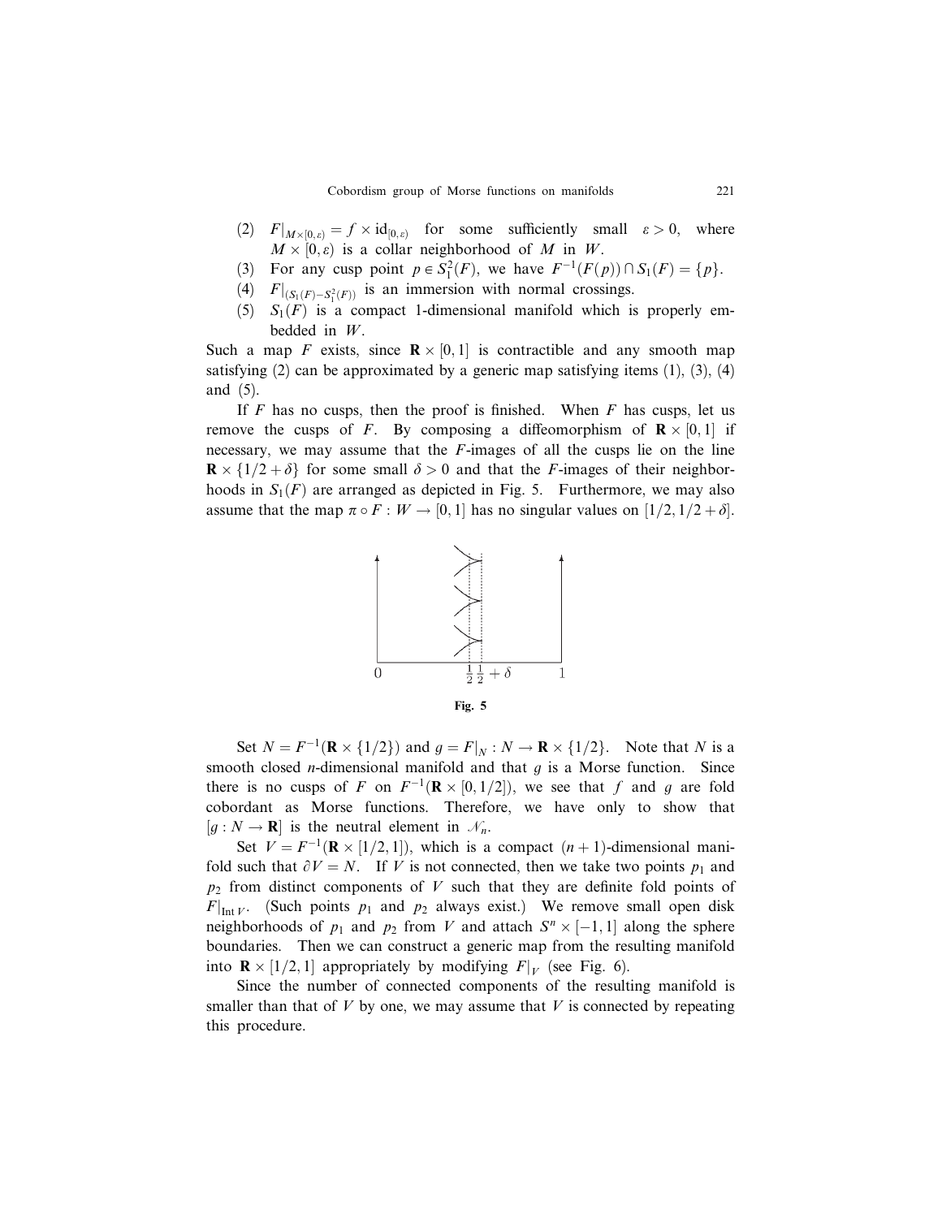(2) $F|_{M\times[0,\varepsilon)} = f \times \mathrm{id}_{[0,\varepsilon)}$ for some sufficiently small $\varepsilon > 0$, where $M \times [0,\varepsilon)$ is a collar neighborhood of $M$ in $W$.

(3) For any cusp point $p \in S_1^2(F)$, we have $F^{-1}(F(p)) \cap S_1(F) = \{p\}$.

(4) $F|_{(S_1(F)-S_1^2(F))}$ is an immersion with normal crossings.

(5) $S_1(F)$ is a compact 1-dimensional manifold which is properly embedded in $W$.

Such a map $F$ exists, since $\mathbf{R} \times [0,1]$ is contractible and any smooth map satisfying (2) can be approximated by a generic map satisfying items (1), (3), (4) and (5).

If $F$ has no cusps, then the proof is finished. When $F$ has cusps, let us remove the cusps of $F$. By composing a diffeomorphism of $\mathbf{R} \times [0,1]$ if necessary, we may assume that the $F$-images of all the cusps lie on the line $\mathbf{R} \times \{1/2 + \delta\}$ for some small $\delta > 0$ and that the $F$-images of their neighborhoods in $S_1(F)$ are arranged as depicted in Fig. 5. Furthermore, we may also assume that the map $\pi \circ F : W \to [0,1]$ has no singular values on $[1/2, 1/2+\delta]$.

Fig. 5

Set $N = F^{-1}(\mathbf{R} \times \{1/2\})$ and $g = F|_N : N \to \mathbf{R} \times \{1/2\}$. Note that $N$ is a smooth closed $n$-dimensional manifold and that $g$ is a Morse function. Since there is no cusps of $F$ on $F^{-1}(\mathbf{R} \times [0,1/2])$, we see that $f$ and $g$ are fold cobordant as Morse functions. Therefore, we have only to show that $[g : N \to \mathbf{R}]$ is the neutral element in $\mathcal{N}_n$.

Set $V = F^{-1}(\mathbf{R} \times [1/2,1])$, which is a compact $(n+1)$-dimensional manifold such that $\partial V = N$. If $V$ is not connected, then we take two points $p_1$ and $p_2$ from distinct components of $V$ such that they are definite fold points of $F|_{\mathrm{Int}\, V}$. (Such points $p_1$ and $p_2$ always exist.) We remove small open disk neighborhoods of $p_1$ and $p_2$ from $V$ and attach $S^n \times [-1,1]$ along the sphere boundaries. Then we can construct a generic map from the resulting manifold into $\mathbf{R} \times [1/2,1]$ appropriately by modifying $F|_V$ (see Fig. 6).

Since the number of connected components of the resulting manifold is smaller than that of $V$ by one, we may assume that $V$ is connected by repeating this procedure.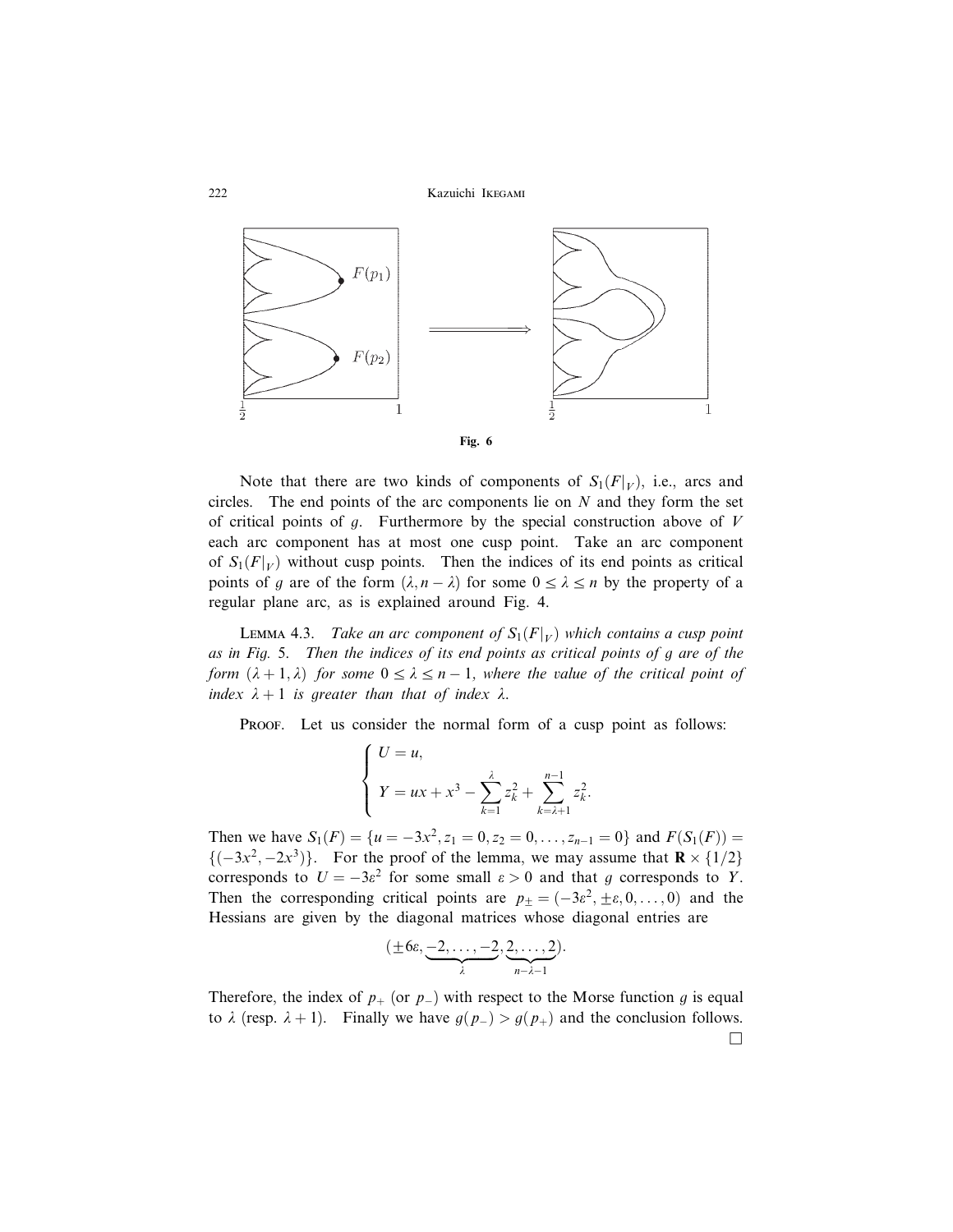Fig. 6

Note that there are two kinds of components of $S_1(F|_V)$, i.e., arcs and circles. The end points of the arc components lie on $N$ and they form the set of critical points of $g$. Furthermore by the special construction above of $V$ each arc component has at most one cusp point. Take an arc component of $S_1(F|_V)$ without cusp points. Then the indices of its end points as critical points of $g$ are of the form $(\lambda, n-\lambda)$ for some $0 \leq \lambda \leq n$ by the property of a regular plane arc, as is explained around Fig. 4.

Lemma 4.3. *Take an arc component of $S_1(F|_V)$ which contains a cusp point as in Fig. 5. Then the indices of its end points as critical points of $g$ are of the form $(\lambda+1, \lambda)$ for some $0 \leq \lambda \leq n-1$, where the value of the critical point of index $\lambda+1$ is greater than that of index $\lambda$.*

Proof. Let us consider the normal form of a cusp point as follows:

$$\begin{cases} U = u, \\ Y = ux + x^3 - \displaystyle\sum_{k=1}^{\lambda} z_k^2 + \sum_{k=\lambda+1}^{n-1} z_k^2. \end{cases}$$

Then we have $S_1(F) = \{u = -3x^2, z_1 = 0, z_2 = 0, \ldots, z_{n-1} = 0\}$ and $F(S_1(F)) = \{(-3x^2, -2x^3)\}$. For the proof of the lemma, we may assume that $\mathbf{R} \times \{1/2\}$ corresponds to $U = -3\varepsilon^2$ for some small $\varepsilon > 0$ and that $g$ corresponds to $Y$. Then the corresponding critical points are $p_{\pm} = (-3\varepsilon^2, \pm\varepsilon, 0, \ldots, 0)$ and the Hessians are given by the diagonal matrices whose diagonal entries are

$$(\pm 6\varepsilon, \underbrace{-2, \ldots, -2}_{\lambda}, \underbrace{2, \ldots, 2}_{n-\lambda-1}).$$

Therefore, the index of $p_+$ (or $p_-$) with respect to the Morse function $g$ is equal to $\lambda$ (resp. $\lambda+1$). Finally we have $g(p_-) > g(p_+)$ and the conclusion follows. □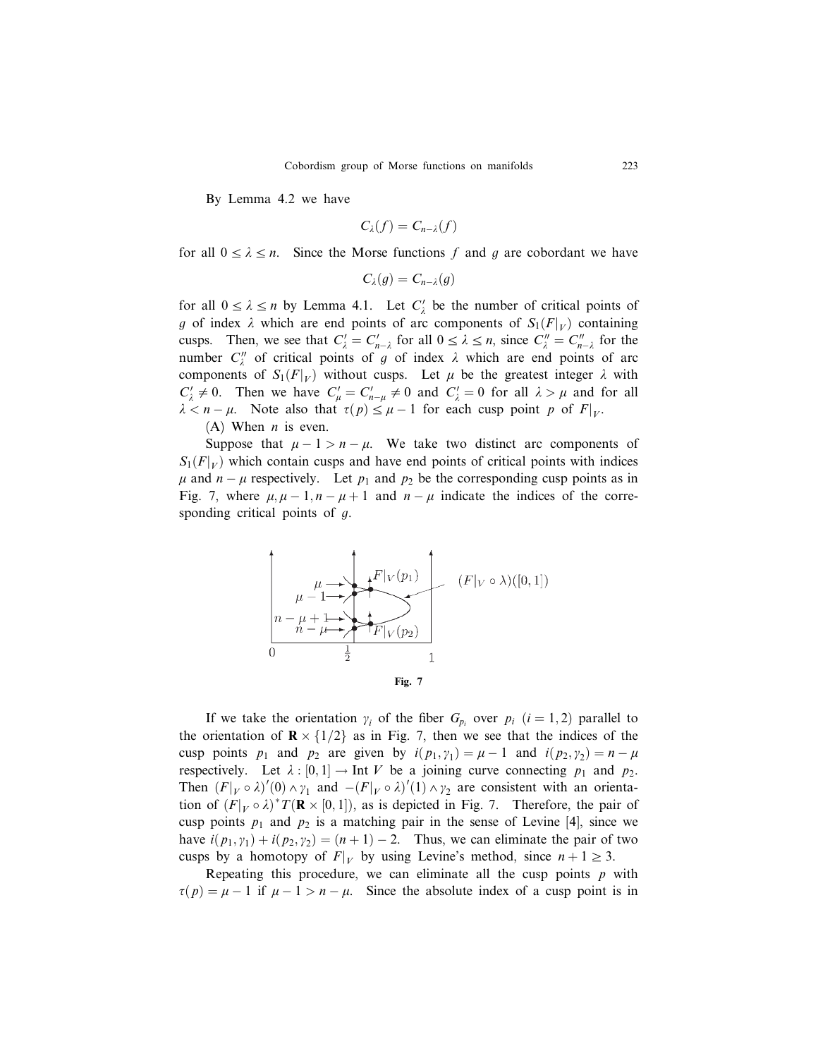By Lemma 4.2 we have

$$C_\lambda(f) = C_{n-\lambda}(f)$$

for all $0 \le \lambda \le n$. Since the Morse functions $f$ and $g$ are cobordant we have

$$C_\lambda(g) = C_{n-\lambda}(g)$$

for all $0 \le \lambda \le n$ by Lemma 4.1. Let $C'_\lambda$ be the number of critical points of $g$ of index $\lambda$ which are end points of arc components of $S_1(F|_V)$ containing cusps. Then, we see that $C'_\lambda = C'_{n-\lambda}$ for all $0 \le \lambda \le n$, since $C''_\lambda = C''_{n-\lambda}$ for the number $C''_\lambda$ of critical points of $g$ of index $\lambda$ which are end points of arc components of $S_1(F|_V)$ without cusps. Let $\mu$ be the greatest integer $\lambda$ with $C'_\lambda \neq 0$. Then we have $C'_\mu = C'_{n-\mu} \neq 0$ and $C'_\lambda = 0$ for all $\lambda > \mu$ and for all $\lambda < n - \mu$. Note also that $\tau(p) \le \mu - 1$ for each cusp point $p$ of $F|_V$.

(A) When $n$ is even.

Suppose that $\mu - 1 > n - \mu$. We take two distinct arc components of $S_1(F|_V)$ which contain cusps and have end points of critical points with indices $\mu$ and $n - \mu$ respectively. Let $p_1$ and $p_2$ be the corresponding cusp points as in Fig. 7, where $\mu, \mu - 1, n - \mu + 1$ and $n - \mu$ indicate the indices of the corresponding critical points of $g$.

**Fig. 7**

If we take the orientation $\gamma_i$ of the fiber $G_{p_i}$ over $p_i$ $(i = 1, 2)$ parallel to the orientation of $\mathbf{R} \times \{1/2\}$ as in Fig. 7, then we see that the indices of the cusp points $p_1$ and $p_2$ are given by $i(p_1, \gamma_1) = \mu - 1$ and $i(p_2, \gamma_2) = n - \mu$ respectively. Let $\lambda : [0, 1] \to \operatorname{Int} V$ be a joining curve connecting $p_1$ and $p_2$. Then $(F|_V \circ \lambda)'(0) \wedge \gamma_1$ and $-(F|_V \circ \lambda)'(1) \wedge \gamma_2$ are consistent with an orientation of $(F|_V \circ \lambda)^* T(\mathbf{R} \times [0, 1])$, as is depicted in Fig. 7. Therefore, the pair of cusp points $p_1$ and $p_2$ is a matching pair in the sense of Levine [4], since we have $i(p_1, \gamma_1) + i(p_2, \gamma_2) = (n + 1) - 2$. Thus, we can eliminate the pair of two cusps by a homotopy of $F|_V$ by using Levine's method, since $n + 1 \ge 3$.

Repeating this procedure, we can eliminate all the cusp points $p$ with $\tau(p) = \mu - 1$ if $\mu - 1 > n - \mu$. Since the absolute index of a cusp point is in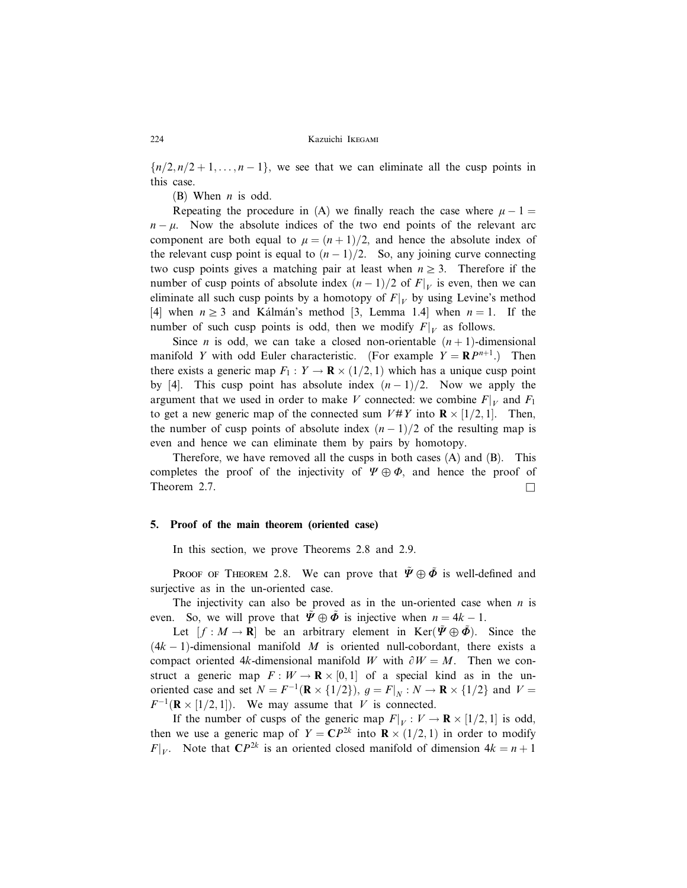$\{n/2, n/2+1, \dots, n-1\}$, we see that we can eliminate all the cusp points in this case.

(B) When $n$ is odd.

Repeating the procedure in (A) we finally reach the case where $\mu - 1 = n - \mu$. Now the absolute indices of the two end points of the relevant arc component are both equal to $\mu = (n+1)/2$, and hence the absolute index of the relevant cusp point is equal to $(n-1)/2$. So, any joining curve connecting two cusp points gives a matching pair at least when $n \geq 3$. Therefore if the number of cusp points of absolute index $(n-1)/2$ of $F|_V$ is even, then we can eliminate all such cusp points by a homotopy of $F|_V$ by using Levine's method [4] when $n \geq 3$ and Kálmán's method [3, Lemma 1.4] when $n = 1$. If the number of such cusp points is odd, then we modify $F|_V$ as follows.

Since $n$ is odd, we can take a closed non-orientable $(n+1)$-dimensional manifold $Y$ with odd Euler characteristic. (For example $Y = \mathbf{R}P^{n+1}$.) Then there exists a generic map $F_1 : Y \to \mathbf{R} \times (1/2, 1)$ which has a unique cusp point by [4]. This cusp point has absolute index $(n-1)/2$. Now we apply the argument that we used in order to make $V$ connected: we combine $F|_V$ and $F_1$ to get a new generic map of the connected sum $V \# Y$ into $\mathbf{R} \times [1/2, 1]$. Then, the number of cusp points of absolute index $(n-1)/2$ of the resulting map is even and hence we can eliminate them by pairs by homotopy.

Therefore, we have removed all the cusps in both cases (A) and (B). This completes the proof of the injectivity of $\Psi \oplus \Phi$, and hence the proof of Theorem 2.7. □

## 5. Proof of the main theorem (oriented case)

In this section, we prove Theorems 2.8 and 2.9.

Proof of Theorem 2.8. We can prove that $\tilde{\Psi} \oplus \tilde{\Phi}$ is well-defined and surjective as in the un-oriented case.

The injectivity can also be proved as in the un-oriented case when $n$ is even. So, we will prove that $\tilde{\Psi} \oplus \tilde{\Phi}$ is injective when $n = 4k - 1$.

Let $[f : M \to \mathbf{R}]$ be an arbitrary element in $\operatorname{Ker}(\tilde{\Psi} \oplus \tilde{\Phi})$. Since the $(4k-1)$-dimensional manifold $M$ is oriented null-cobordant, there exists a compact oriented $4k$-dimensional manifold $W$ with $\partial W = M$. Then we construct a generic map $F : W \to \mathbf{R} \times [0, 1]$ of a special kind as in the un-oriented case and set $N = F^{-1}(\mathbf{R} \times \{1/2\})$, $g = F|_N : N \to \mathbf{R} \times \{1/2\}$ and $V = F^{-1}(\mathbf{R} \times [1/2, 1])$. We may assume that $V$ is connected.

If the number of cusps of the generic map $F|_V : V \to \mathbf{R} \times [1/2, 1]$ is odd, then we use a generic map of $Y = \mathbf{C}P^{2k}$ into $\mathbf{R} \times (1/2, 1)$ in order to modify $F|_V$. Note that $\mathbf{C}P^{2k}$ is an oriented closed manifold of dimension $4k = n + 1$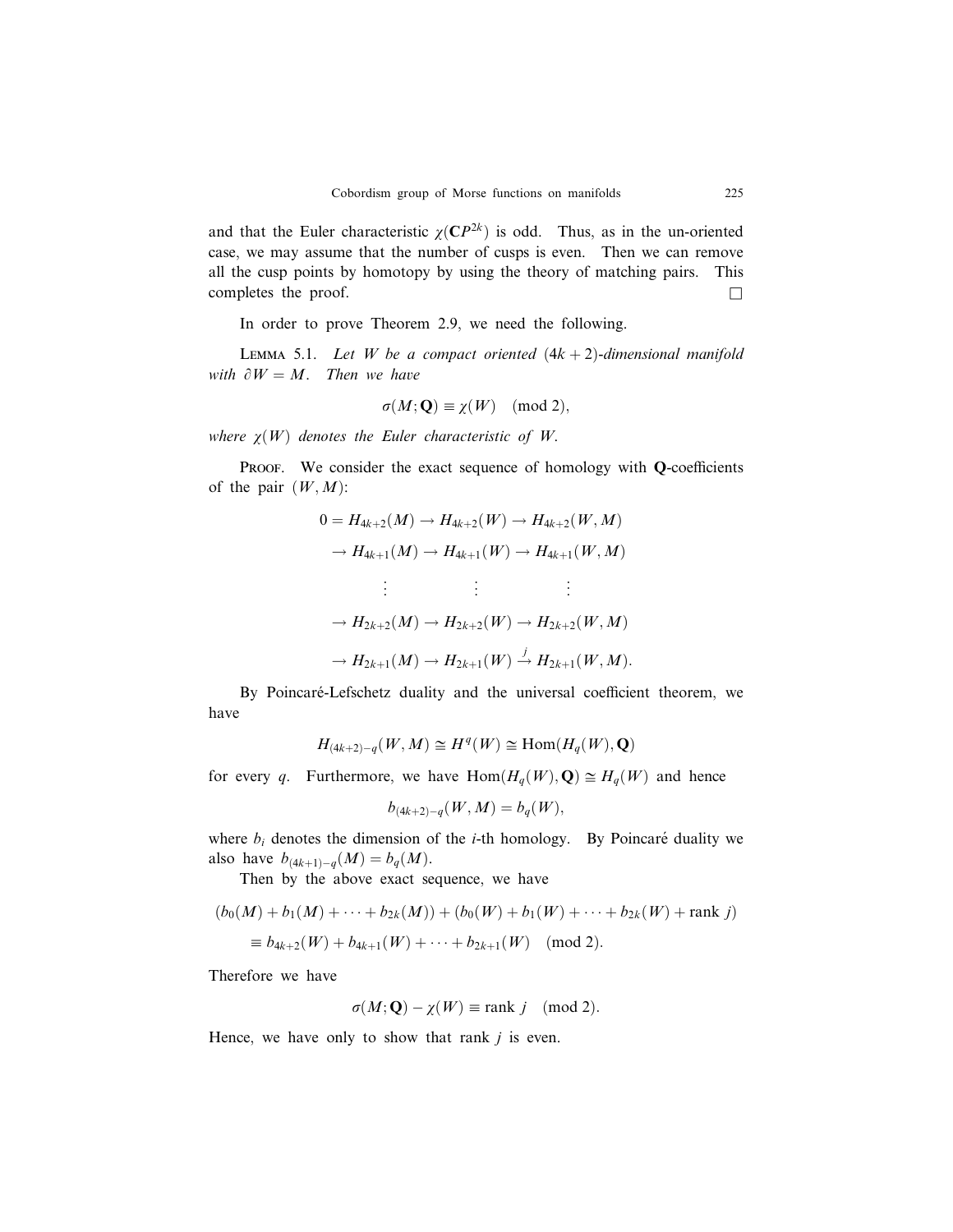and that the Euler characteristic $\chi(\mathbf{C}P^{2k})$ is odd. Thus, as in the un-oriented case, we may assume that the number of cusps is even. Then we can remove all the cusp points by homotopy by using the theory of matching pairs. This completes the proof. $\square$

In order to prove Theorem 2.9, we need the following.

Lemma 5.1. *Let $W$ be a compact oriented $(4k+2)$-dimensional manifold with $\partial W = M$. Then we have*

$$\sigma(M; \mathbf{Q}) \equiv \chi(W) \pmod 2,$$

*where $\chi(W)$ denotes the Euler characteristic of $W$.*

Proof. We consider the exact sequence of homology with $\mathbf{Q}$-coefficients of the pair $(W, M)$:

$$\begin{aligned}
0 = H_{4k+2}(M) &\to H_{4k+2}(W) \to H_{4k+2}(W, M) \\
&\to H_{4k+1}(M) \to H_{4k+1}(W) \to H_{4k+1}(W, M) \\
&\qquad \vdots \qquad\qquad \vdots \qquad\qquad \vdots \\
&\to H_{2k+2}(M) \to H_{2k+2}(W) \to H_{2k+2}(W, M) \\
&\to H_{2k+1}(M) \to H_{2k+1}(W) \xrightarrow{j} H_{2k+1}(W, M).
\end{aligned}$$

By Poincaré-Lefschetz duality and the universal coefficient theorem, we have

$$H_{(4k+2)-q}(W, M) \cong H^q(W) \cong \operatorname{Hom}(H_q(W), \mathbf{Q})$$

for every $q$. Furthermore, we have $\operatorname{Hom}(H_q(W), \mathbf{Q}) \cong H_q(W)$ and hence

$$b_{(4k+2)-q}(W, M) = b_q(W),$$

where $b_i$ denotes the dimension of the $i$-th homology. By Poincaré duality we also have $b_{(4k+1)-q}(M) = b_q(M)$.

Then by the above exact sequence, we have

$$\begin{aligned}
(b_0(M) + b_1(M) + \cdots + b_{2k}(M)) &+ (b_0(W) + b_1(W) + \cdots + b_{2k}(W) + \operatorname{rank} j) \\
&\equiv b_{4k+2}(W) + b_{4k+1}(W) + \cdots + b_{2k+1}(W) \pmod 2.
\end{aligned}$$

Therefore we have

$$\sigma(M; \mathbf{Q}) - \chi(W) \equiv \operatorname{rank} j \pmod 2.$$

Hence, we have only to show that rank $j$ is even.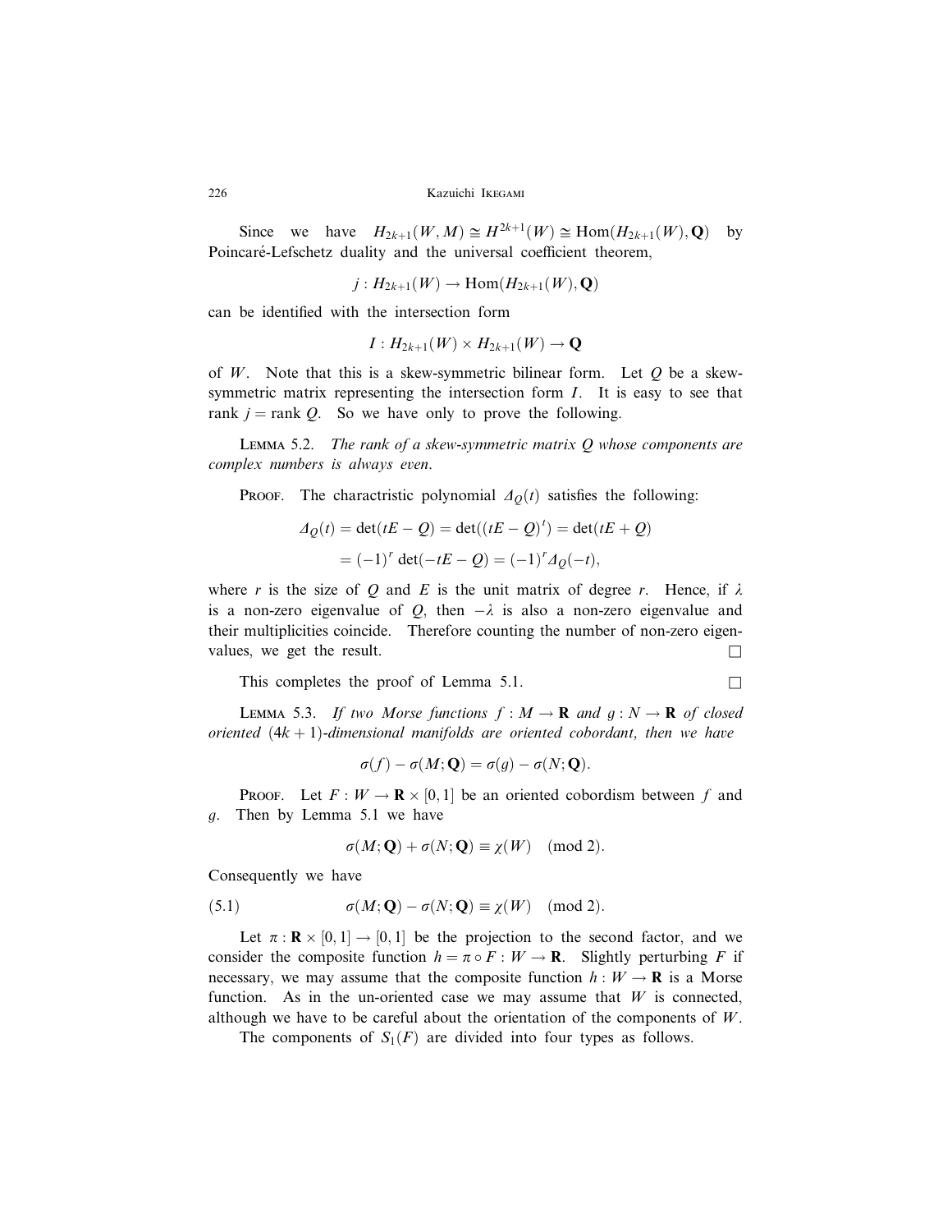Since we have $H_{2k+1}(W, M) \cong H^{2k+1}(W) \cong \mathrm{Hom}(H_{2k+1}(W), \mathbf{Q})$ by Poincaré-Lefschetz duality and the universal coefficient theorem,

$$j : H_{2k+1}(W) \to \mathrm{Hom}(H_{2k+1}(W), \mathbf{Q})$$

can be identified with the intersection form

$$I : H_{2k+1}(W) \times H_{2k+1}(W) \to \mathbf{Q}$$

of $W$. Note that this is a skew-symmetric bilinear form. Let $Q$ be a skew-symmetric matrix representing the intersection form $I$. It is easy to see that rank $j =$ rank $Q$. So we have only to prove the following.

Lemma 5.2. *The rank of a skew-symmetric matrix $Q$ whose components are complex numbers is always even.*

Proof. The charactristic polynomial $\Delta_Q(t)$ satisfies the following:

$$\begin{aligned}\Delta_Q(t) &= \det(tE - Q) = \det((tE - Q)^t) = \det(tE + Q) \\ &= (-1)^r \det(-tE - Q) = (-1)^r \Delta_Q(-t),\end{aligned}$$

where $r$ is the size of $Q$ and $E$ is the unit matrix of degree $r$. Hence, if $\lambda$ is a non-zero eigenvalue of $Q$, then $-\lambda$ is also a non-zero eigenvalue and their multiplicities coincide. Therefore counting the number of non-zero eigenvalues, we get the result. □

This completes the proof of Lemma 5.1. □

Lemma 5.3. *If two Morse functions $f : M \to \mathbf{R}$ and $g : N \to \mathbf{R}$ of closed oriented $(4k+1)$-dimensional manifolds are oriented cobordant, then we have*

$$\sigma(f) - \sigma(M; \mathbf{Q}) = \sigma(g) - \sigma(N; \mathbf{Q}).$$

Proof. Let $F : W \to \mathbf{R} \times [0, 1]$ be an oriented cobordism between $f$ and $g$. Then by Lemma 5.1 we have

$$\sigma(M; \mathbf{Q}) + \sigma(N; \mathbf{Q}) \equiv \chi(W) \pmod 2.$$

Consequently we have

$$\sigma(M; \mathbf{Q}) - \sigma(N; \mathbf{Q}) \equiv \chi(W) \pmod 2. \tag{5.1}$$

Let $\pi : \mathbf{R} \times [0, 1] \to [0, 1]$ be the projection to the second factor, and we consider the composite function $h = \pi \circ F : W \to \mathbf{R}$. Slightly perturbing $F$ if necessary, we may assume that the composite function $h : W \to \mathbf{R}$ is a Morse function. As in the un-oriented case we may assume that $W$ is connected, although we have to be careful about the orientation of the components of $W$.

The components of $S_1(F)$ are divided into four types as follows.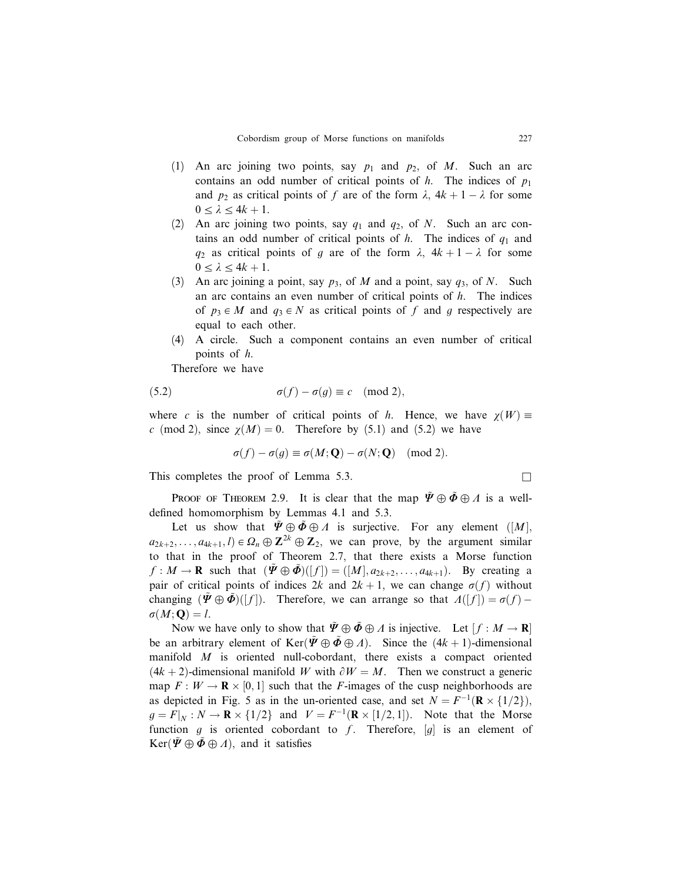(1) An arc joining two points, say $p_1$ and $p_2$, of $M$. Such an arc contains an odd number of critical points of $h$. The indices of $p_1$ and $p_2$ as critical points of $f$ are of the form $\lambda$, $4k+1-\lambda$ for some $0 \leq \lambda \leq 4k+1$.

(2) An arc joining two points, say $q_1$ and $q_2$, of $N$. Such an arc contains an odd number of critical points of $h$. The indices of $q_1$ and $q_2$ as critical points of $g$ are of the form $\lambda$, $4k+1-\lambda$ for some $0 \leq \lambda \leq 4k+1$.

(3) An arc joining a point, say $p_3$, of $M$ and a point, say $q_3$, of $N$. Such an arc contains an even number of critical points of $h$. The indices of $p_3 \in M$ and $q_3 \in N$ as critical points of $f$ and $g$ respectively are equal to each other.

(4) A circle. Such a component contains an even number of critical points of $h$.

Therefore we have

$$\sigma(f) - \sigma(g) \equiv c \pmod 2, \tag{5.2}$$

where $c$ is the number of critical points of $h$. Hence, we have $\chi(W) \equiv c \pmod 2$, since $\chi(M) = 0$. Therefore by (5.1) and (5.2) we have

$$\sigma(f) - \sigma(g) \equiv \sigma(M; \mathbf{Q}) - \sigma(N; \mathbf{Q}) \pmod 2.$$

This completes the proof of Lemma 5.3. $\square$

Proof of Theorem 2.9. It is clear that the map $\tilde{\Psi} \oplus \tilde{\Phi} \oplus \Lambda$ is a well-defined homomorphism by Lemmas 4.1 and 5.3.

Let us show that $\tilde{\Psi} \oplus \tilde{\Phi} \oplus \Lambda$ is surjective. For any element $([M], a_{2k+2}, \ldots, a_{4k+1}, l) \in \Omega_n \oplus \mathbf{Z}^{2k} \oplus \mathbf{Z}_2$, we can prove, by the argument similar to that in the proof of Theorem 2.7, that there exists a Morse function $f : M \to \mathbf{R}$ such that $(\tilde{\Psi} \oplus \tilde{\Phi})([f]) = ([M], a_{2k+2}, \ldots, a_{4k+1})$. By creating a pair of critical points of indices $2k$ and $2k+1$, we can change $\sigma(f)$ without changing $(\tilde{\Psi} \oplus \tilde{\Phi})([f])$. Therefore, we can arrange so that $\Lambda([f]) = \sigma(f) - \sigma(M; \mathbf{Q}) = l$.

Now we have only to show that $\tilde{\Psi} \oplus \tilde{\Phi} \oplus \Lambda$ is injective. Let $[f : M \to \mathbf{R}]$ be an arbitrary element of $\mathrm{Ker}(\tilde{\Psi} \oplus \tilde{\Phi} \oplus \Lambda)$. Since the $(4k+1)$-dimensional manifold $M$ is oriented null-cobordant, there exists a compact oriented $(4k+2)$-dimensional manifold $W$ with $\partial W = M$. Then we construct a generic map $F : W \to \mathbf{R} \times [0, 1]$ such that the $F$-images of the cusp neighborhoods are as depicted in Fig. 5 as in the un-oriented case, and set $N = F^{-1}(\mathbf{R} \times \{1/2\})$, $g = F|_N : N \to \mathbf{R} \times \{1/2\}$ and $V = F^{-1}(\mathbf{R} \times [1/2, 1])$. Note that the Morse function $g$ is oriented cobordant to $f$. Therefore, $[g]$ is an element of $\mathrm{Ker}(\tilde{\Psi} \oplus \tilde{\Phi} \oplus \Lambda)$, and it satisfies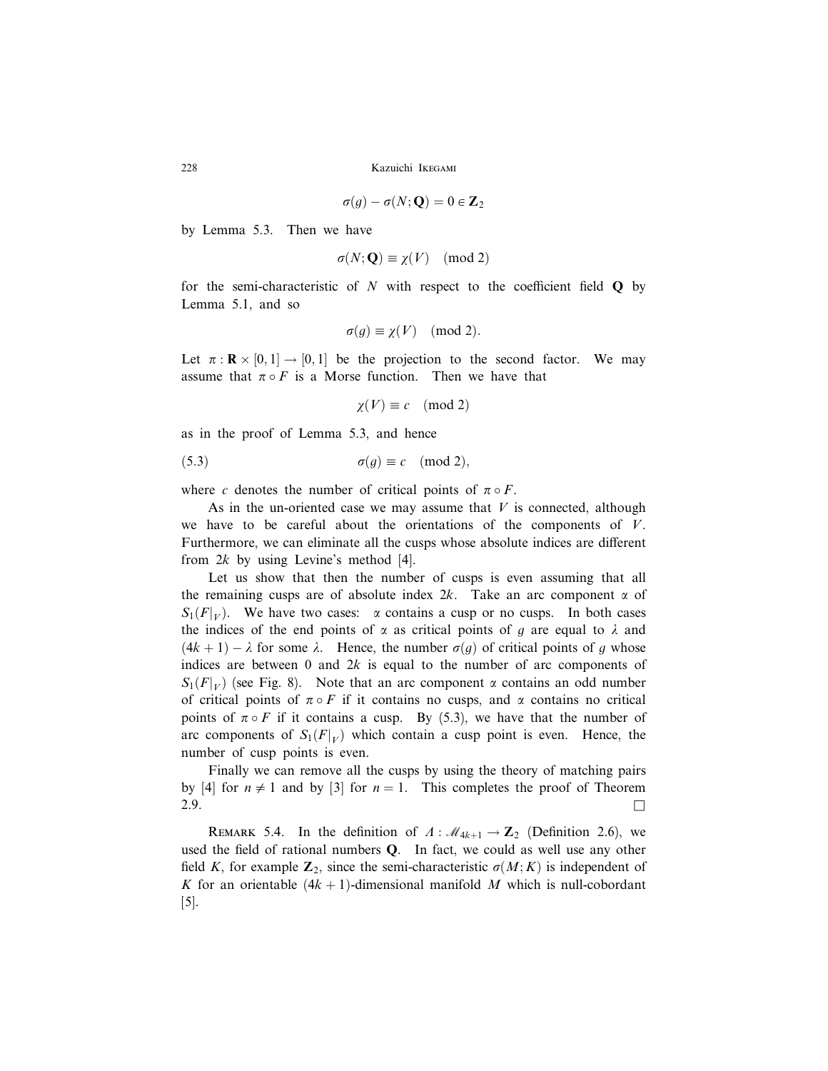$$\sigma(g) - \sigma(N; \mathbf{Q}) = 0 \in \mathbf{Z}_2$$

by Lemma 5.3. Then we have

$$\sigma(N; \mathbf{Q}) \equiv \chi(V) \pmod 2$$

for the semi-characteristic of $N$ with respect to the coefficient field $\mathbf{Q}$ by Lemma 5.1, and so

$$\sigma(g) \equiv \chi(V) \pmod 2.$$

Let $\pi : \mathbf{R} \times [0,1] \to [0,1]$ be the projection to the second factor. We may assume that $\pi \circ F$ is a Morse function. Then we have that

$$\chi(V) \equiv c \pmod 2$$

as in the proof of Lemma 5.3, and hence

$$\sigma(g) \equiv c \pmod 2, \tag{5.3}$$

where $c$ denotes the number of critical points of $\pi \circ F$.

As in the un-oriented case we may assume that $V$ is connected, although we have to be careful about the orientations of the components of $V$. Furthermore, we can eliminate all the cusps whose absolute indices are different from $2k$ by using Levine's method [4].

Let us show that then the number of cusps is even assuming that all the remaining cusps are of absolute index $2k$. Take an arc component $\alpha$ of $S_1(F|_V)$. We have two cases: $\alpha$ contains a cusp or no cusps. In both cases the indices of the end points of $\alpha$ as critical points of $g$ are equal to $\lambda$ and $(4k+1) - \lambda$ for some $\lambda$. Hence, the number $\sigma(g)$ of critical points of $g$ whose indices are between 0 and $2k$ is equal to the number of arc components of $S_1(F|_V)$ (see Fig. 8). Note that an arc component $\alpha$ contains an odd number of critical points of $\pi \circ F$ if it contains no cusps, and $\alpha$ contains no critical points of $\pi \circ F$ if it contains a cusp. By (5.3), we have that the number of arc components of $S_1(F|_V)$ which contain a cusp point is even. Hence, the number of cusp points is even.

Finally we can remove all the cusps by using the theory of matching pairs by [4] for $n \neq 1$ and by [3] for $n = 1$. This completes the proof of Theorem 2.9. □

Remark 5.4. In the definition of $\Lambda : \mathscr{M}_{4k+1} \to \mathbf{Z}_2$ (Definition 2.6), we used the field of rational numbers $\mathbf{Q}$. In fact, we could as well use any other field $K$, for example $\mathbf{Z}_2$, since the semi-characteristic $\sigma(M; K)$ is independent of $K$ for an orientable $(4k+1)$-dimensional manifold $M$ which is null-cobordant [5].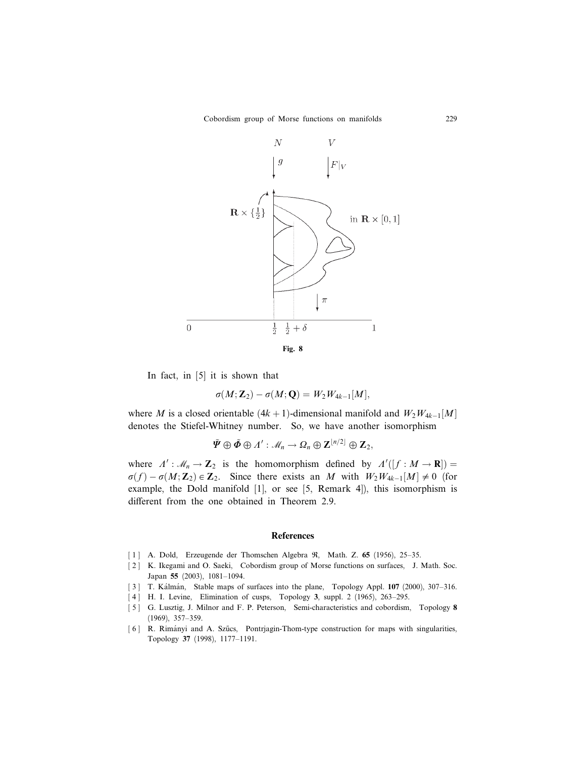Fig. 8

In fact, in [5] it is shown that

$$\sigma(M; \mathbf{Z}_2) - \sigma(M; \mathbf{Q}) = W_2 W_{4k-1}[M],$$

where $M$ is a closed orientable $(4k+1)$-dimensional manifold and $W_2 W_{4k-1}[M]$ denotes the Stiefel-Whitney number. So, we have another isomorphism

$$\tilde{\Psi} \oplus \tilde{\Phi} \oplus \Lambda' : \mathcal{M}_n \to \Omega_n \oplus \mathbf{Z}^{\lfloor n/2 \rfloor} \oplus \mathbf{Z}_2,$$

where $\Lambda' : \mathcal{M}_n \to \mathbf{Z}_2$ is the homomorphism defined by $\Lambda'([f : M \to \mathbf{R}]) = \sigma(f) - \sigma(M; \mathbf{Z}_2) \in \mathbf{Z}_2$. Since there exists an $M$ with $W_2 W_{4k-1}[M] \neq 0$ (for example, the Dold manifold [1], or see [5, Remark 4]), this isomorphism is different from the one obtained in Theorem 2.9.

## References

[1] A. Dold, Erzeugende der Thomschen Algebra $\mathfrak{N}$, Math. Z. **65** (1956), 25–35.

[2] K. Ikegami and O. Saeki, Cobordism group of Morse functions on surfaces, J. Math. Soc. Japan **55** (2003), 1081–1094.

[3] T. Kálmán, Stable maps of surfaces into the plane, Topology Appl. **107** (2000), 307–316.

[4] H. I. Levine, Elimination of cusps, Topology **3**, suppl. 2 (1965), 263–295.

[5] G. Lusztig, J. Milnor and F. P. Peterson, Semi-characteristics and cobordism, Topology **8** (1969), 357–359.

[6] R. Rimányi and A. Szűcs, Pontrjagin-Thom-type construction for maps with singularities, Topology **37** (1998), 1177–1191.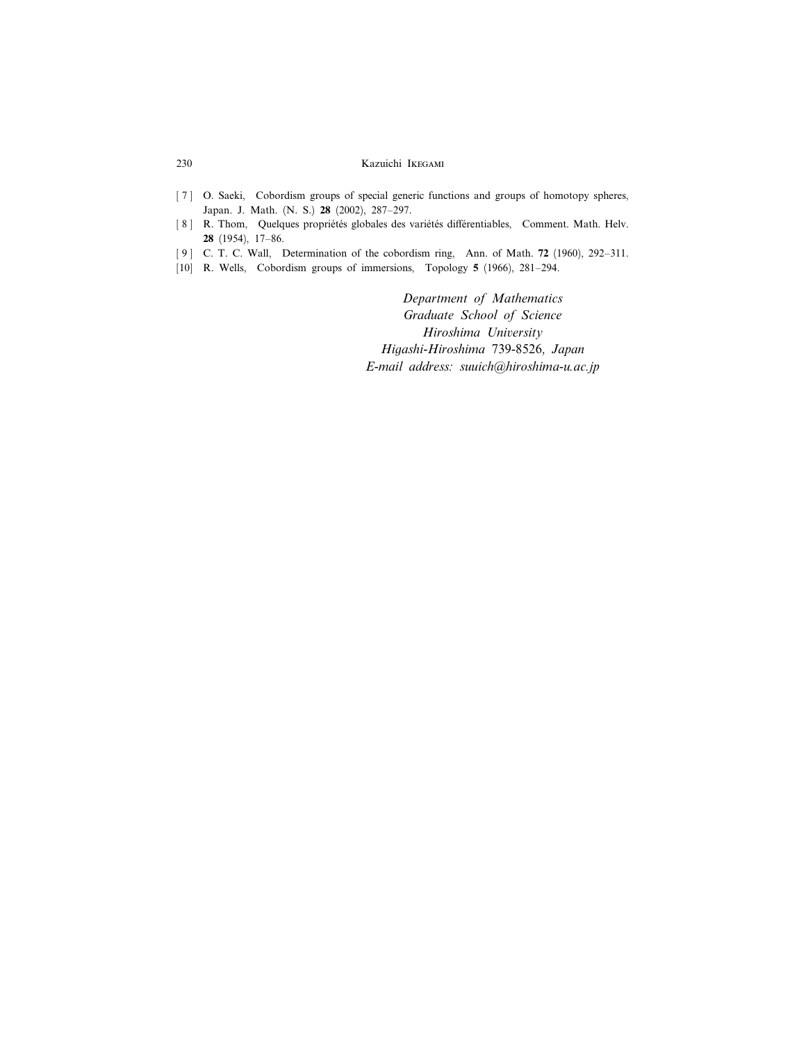[7] O. Saeki, Cobordism groups of special generic functions and groups of homotopy spheres, Japan. J. Math. (N. S.) **28** (2002), 287–297.

[8] R. Thom, Quelques propriétés globales des variétés différentiables, Comment. Math. Helv. **28** (1954), 17–86.

[9] C. T. C. Wall, Determination of the cobordism ring, Ann. of Math. **72** (1960), 292–311.

[10] R. Wells, Cobordism groups of immersions, Topology **5** (1966), 281–294.

*Department of Mathematics*
*Graduate School of Science*
*Hiroshima University*
*Higashi-Hiroshima* 739-8526*, Japan*
*E-mail address: suuich@hiroshima-u.ac.jp*